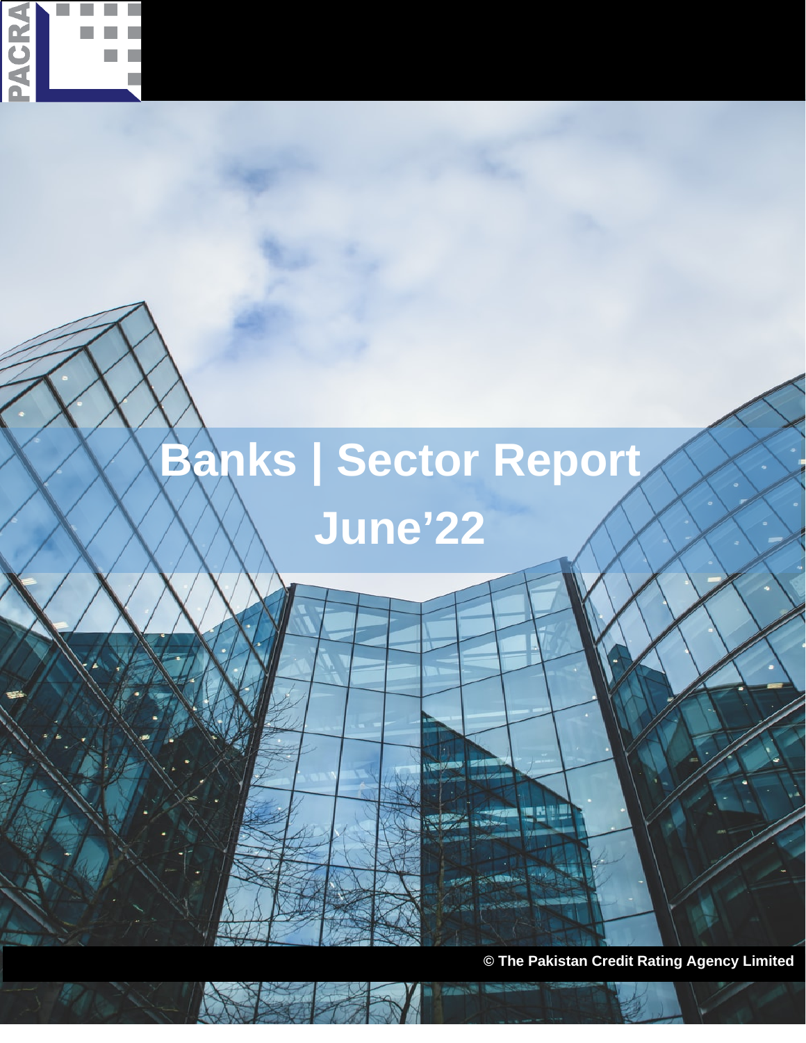# Banks | Sector Report

## June'22

© The Pakistan Credit Rating Agency Limited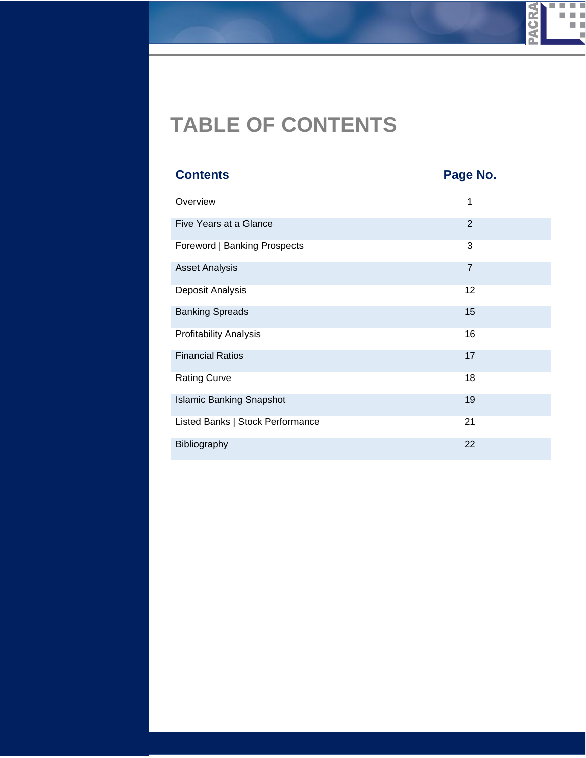# TABLE OF CONTENTS

| Contents | Page No. |
|---|---|
| Overview | 1 |
| Five Years at a Glance | 2 |
| Foreword \| Banking Prospects | 3 |
| Asset Analysis | 7 |
| Deposit Analysis | 12 |
| Banking Spreads | 15 |
| Profitability Analysis | 16 |
| Financial Ratios | 17 |
| Rating Curve | 18 |
| Islamic Banking Snapshot | 19 |
| Listed Banks \| Stock Performance | 21 |
| Bibliography | 22 |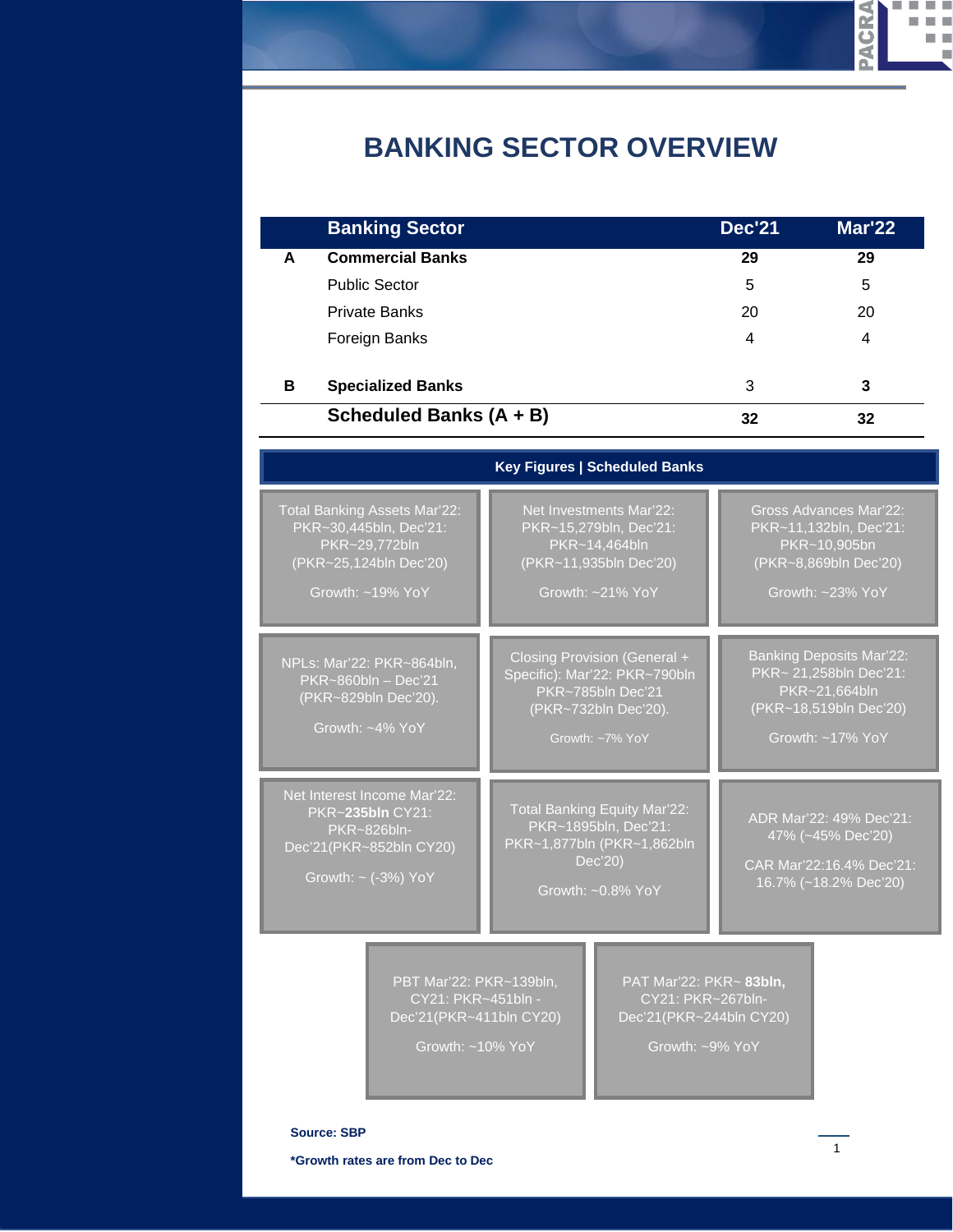# BANKING SECTOR OVERVIEW

| | Banking Sector | Dec'21 | Mar'22 |
|---|---|---|---|
| **A** | **Commercial Banks** | **29** | **29** |
| | Public Sector | 5 | 5 |
| | Private Banks | 20 | 20 |
| | Foreign Banks | 4 | 4 |
| **B** | **Specialized Banks** | 3 | **3** |
| | **Scheduled Banks (A + B)** | **32** | **32** |

## Key Figures | Scheduled Banks

Total Banking Assets Mar'22: PKR~30,445bln, Dec'21: PKR~29,772bln (PKR~25,124bln Dec'20)

Growth: ~19% YoY

Net Investments Mar'22: PKR~15,279bln, Dec'21: PKR~14,464bln (PKR~11,935bln Dec'20)

Growth: ~21% YoY

Gross Advances Mar'22: PKR~11,132bln, Dec'21: PKR~10,905bn (PKR~8,869bln Dec'20)

Growth: ~23% YoY

NPLs: Mar'22: PKR~864bln, PKR~860bln – Dec'21 (PKR~829bln Dec'20).

Growth: ~4% YoY

Closing Provision (General + Specific): Mar'22: PKR~790bln PKR~785bln Dec'21 (PKR~732bln Dec'20).

Growth: ~7% YoY

Banking Deposits Mar'22: PKR~ 21,258bln Dec'21: PKR~21,664bln (PKR~18,519bln Dec'20)

Growth: ~17% YoY

Net Interest Income Mar'22: PKR~**235bln** CY21: PKR~826bln-Dec'21(PKR~852bln CY20)

Growth: ~ (-3%) YoY

Total Banking Equity Mar'22: PKR~1895bln, Dec'21: PKR~1,877bln (PKR~1,862bln Dec'20)

Growth: ~0.8% YoY

ADR Mar'22: 49% Dec'21: 47% (~45% Dec'20)

CAR Mar'22:16.4% Dec'21: 16.7% (~18.2% Dec'20)

PBT Mar'22: PKR~139bln, CY21: PKR~451bln - Dec'21(PKR~411bln CY20)

Growth: ~10% YoY

PAT Mar'22: PKR~ **83bln,** CY21: PKR~267bln-Dec'21(PKR~244bln CY20)

Growth: ~9% YoY

**Source: SBP**

***Growth rates are from Dec to Dec**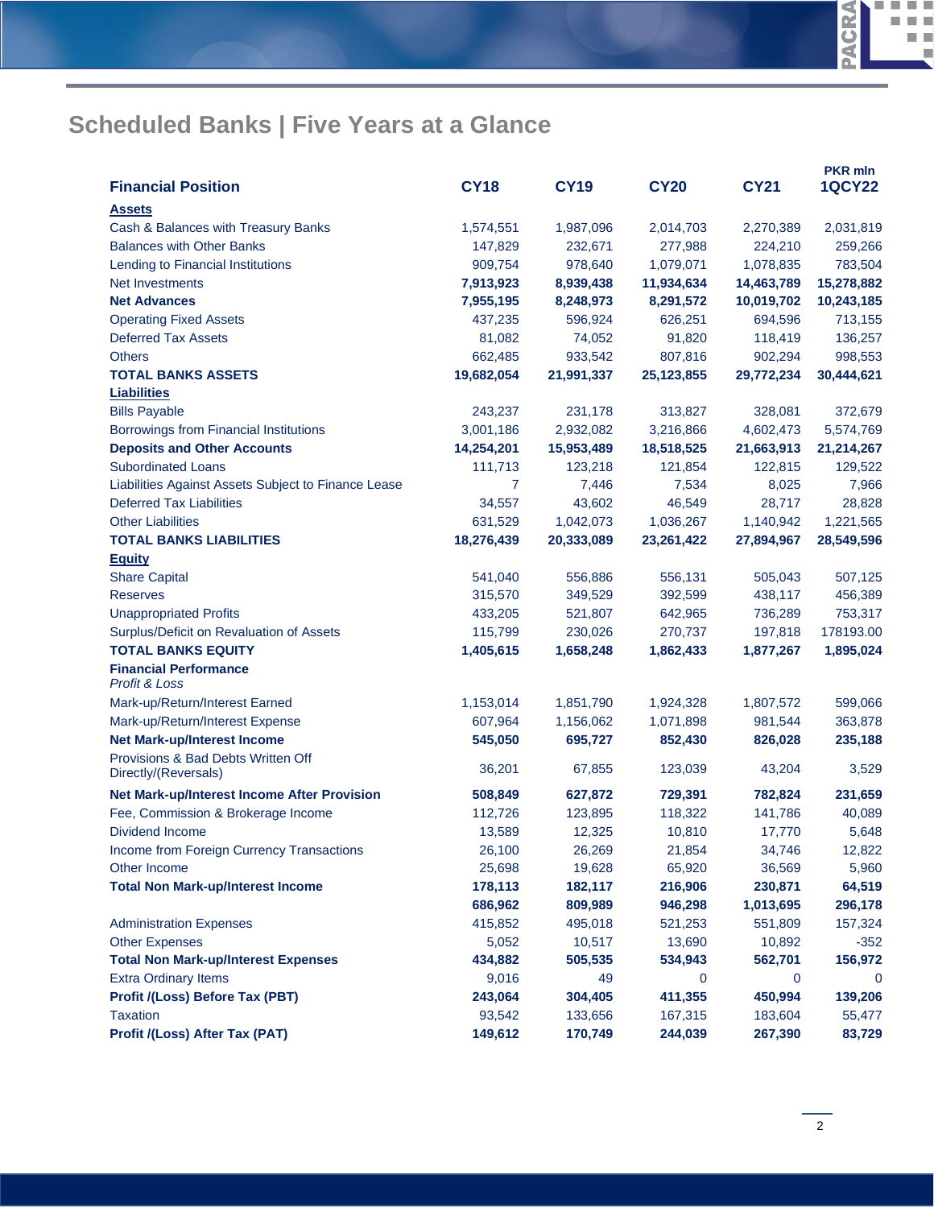## Scheduled Banks | Five Years at a Glance

| Financial Position | CY18 | CY19 | CY20 | CY21 | PKR mln 1QCY22 |
|---|---|---|---|---|---|
| **Assets** | | | | | |
| Cash & Balances with Treasury Banks | 1,574,551 | 1,987,096 | 2,014,703 | 2,270,389 | 2,031,819 |
| Balances with Other Banks | 147,829 | 232,671 | 277,988 | 224,210 | 259,266 |
| Lending to Financial Institutions | 909,754 | 978,640 | 1,079,071 | 1,078,835 | 783,504 |
| Net Investments | **7,913,923** | **8,939,438** | **11,934,634** | **14,463,789** | **15,278,882** |
| **Net Advances** | **7,955,195** | **8,248,973** | **8,291,572** | **10,019,702** | **10,243,185** |
| Operating Fixed Assets | 437,235 | 596,924 | 626,251 | 694,596 | 713,155 |
| Deferred Tax Assets | 81,082 | 74,052 | 91,820 | 118,419 | 136,257 |
| Others | 662,485 | 933,542 | 807,816 | 902,294 | 998,553 |
| **TOTAL BANKS ASSETS** | **19,682,054** | **21,991,337** | **25,123,855** | **29,772,234** | **30,444,621** |
| **Liabilities** | | | | | |
| Bills Payable | 243,237 | 231,178 | 313,827 | 328,081 | 372,679 |
| Borrowings from Financial Institutions | 3,001,186 | 2,932,082 | 3,216,866 | 4,602,473 | 5,574,769 |
| **Deposits and Other Accounts** | **14,254,201** | **15,953,489** | **18,518,525** | **21,663,913** | **21,214,267** |
| Subordinated Loans | 111,713 | 123,218 | 121,854 | 122,815 | 129,522 |
| Liabilities Against Assets Subject to Finance Lease | 7 | 7,446 | 7,534 | 8,025 | 7,966 |
| Deferred Tax Liabilities | 34,557 | 43,602 | 46,549 | 28,717 | 28,828 |
| Other Liabilities | 631,529 | 1,042,073 | 1,036,267 | 1,140,942 | 1,221,565 |
| **TOTAL BANKS LIABILITIES** | **18,276,439** | **20,333,089** | **23,261,422** | **27,894,967** | **28,549,596** |
| **Equity** | | | | | |
| Share Capital | 541,040 | 556,886 | 556,131 | 505,043 | 507,125 |
| Reserves | 315,570 | 349,529 | 392,599 | 438,117 | 456,389 |
| Unappropriated Profits | 433,205 | 521,807 | 642,965 | 736,289 | 753,317 |
| Surplus/Deficit on Revaluation of Assets | 115,799 | 230,026 | 270,737 | 197,818 | 178193.00 |
| **TOTAL BANKS EQUITY** | **1,405,615** | **1,658,248** | **1,862,433** | **1,877,267** | **1,895,024** |
| **Financial Performance** *Profit & Loss* | | | | | |
| Mark-up/Return/Interest Earned | 1,153,014 | 1,851,790 | 1,924,328 | 1,807,572 | 599,066 |
| Mark-up/Return/Interest Expense | 607,964 | 1,156,062 | 1,071,898 | 981,544 | 363,878 |
| **Net Mark-up/Interest Income** | **545,050** | **695,727** | **852,430** | **826,028** | **235,188** |
| Provisions & Bad Debts Written Off Directly/(Reversals) | 36,201 | 67,855 | 123,039 | 43,204 | 3,529 |
| **Net Mark-up/Interest Income After Provision** | **508,849** | **627,872** | **729,391** | **782,824** | **231,659** |
| Fee, Commission & Brokerage Income | 112,726 | 123,895 | 118,322 | 141,786 | 40,089 |
| Dividend Income | 13,589 | 12,325 | 10,810 | 17,770 | 5,648 |
| Income from Foreign Currency Transactions | 26,100 | 26,269 | 21,854 | 34,746 | 12,822 |
| Other Income | 25,698 | 19,628 | 65,920 | 36,569 | 5,960 |
| **Total Non Mark-up/Interest Income** | **178,113** | **182,117** | **216,906** | **230,871** | **64,519** |
| | **686,962** | **809,989** | **946,298** | **1,013,695** | **296,178** |
| Administration Expenses | 415,852 | 495,018 | 521,253 | 551,809 | 157,324 |
| Other Expenses | 5,052 | 10,517 | 13,690 | 10,892 | -352 |
| **Total Non Mark-up/Interest Expenses** | **434,882** | **505,535** | **534,943** | **562,701** | **156,972** |
| Extra Ordinary Items | 9,016 | 49 | 0 | 0 | 0 |
| **Profit /(Loss) Before Tax (PBT)** | **243,064** | **304,405** | **411,355** | **450,994** | **139,206** |
| Taxation | 93,542 | 133,656 | 167,315 | 183,604 | 55,477 |
| **Profit /(Loss) After Tax (PAT)** | **149,612** | **170,749** | **244,039** | **267,390** | **83,729** |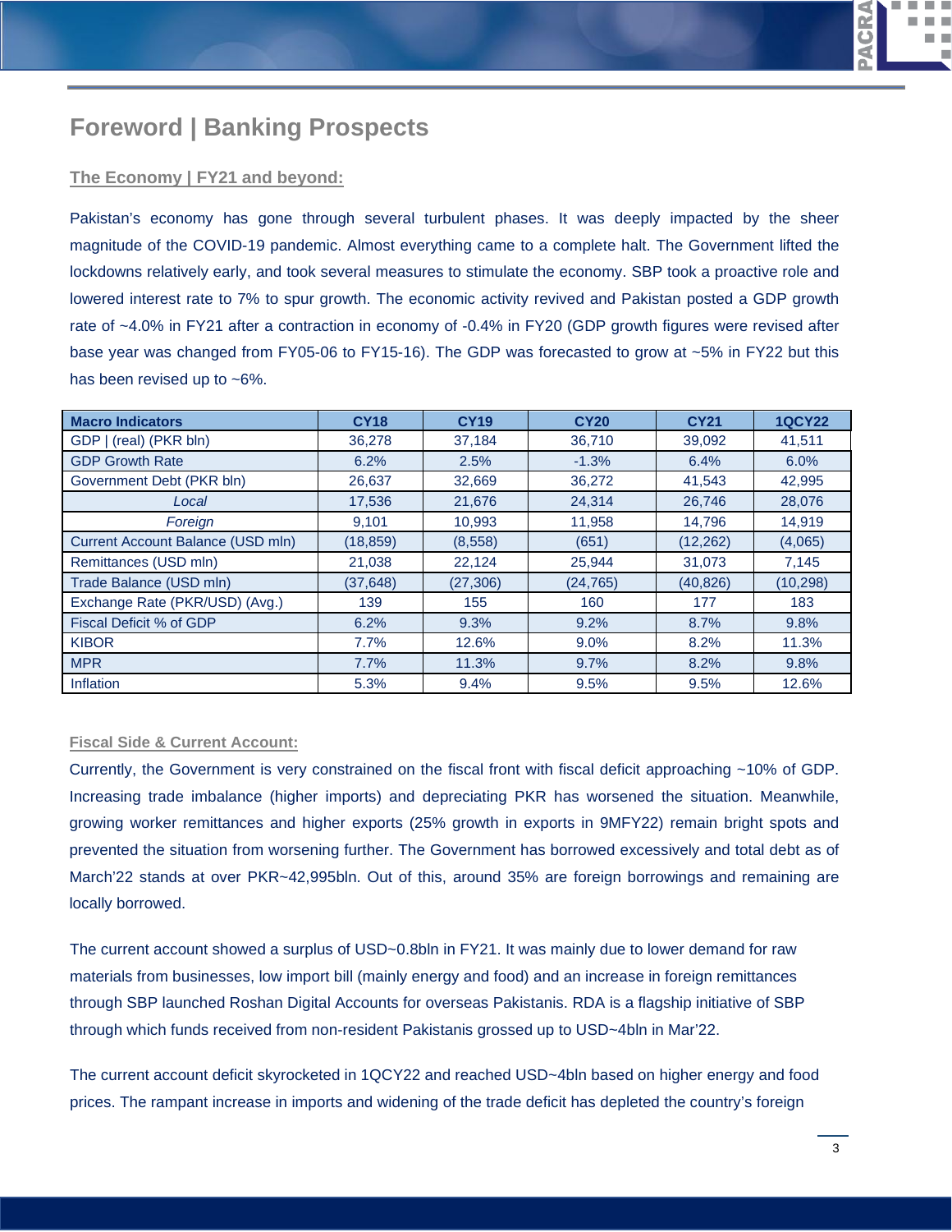# Foreword | Banking Prospects

## The Economy | FY21 and beyond:

Pakistan's economy has gone through several turbulent phases. It was deeply impacted by the sheer magnitude of the COVID-19 pandemic. Almost everything came to a complete halt. The Government lifted the lockdowns relatively early, and took several measures to stimulate the economy. SBP took a proactive role and lowered interest rate to 7% to spur growth. The economic activity revived and Pakistan posted a GDP growth rate of ~4.0% in FY21 after a contraction in economy of -0.4% in FY20 (GDP growth figures were revised after base year was changed from FY05-06 to FY15-16). The GDP was forecasted to grow at ~5% in FY22 but this has been revised up to ~6%.

| Macro Indicators | CY18 | CY19 | CY20 | CY21 | 1QCY22 |
|---|---|---|---|---|---|
| GDP \| (real) (PKR bln) | 36,278 | 37,184 | 36,710 | 39,092 | 41,511 |
| GDP Growth Rate | 6.2% | 2.5% | -1.3% | 6.4% | 6.0% |
| Government Debt (PKR bln) | 26,637 | 32,669 | 36,272 | 41,543 | 42,995 |
| *Local* | 17,536 | 21,676 | 24,314 | 26,746 | 28,076 |
| *Foreign* | 9,101 | 10,993 | 11,958 | 14,796 | 14,919 |
| Current Account Balance (USD mln) | (18,859) | (8,558) | (651) | (12,262) | (4,065) |
| Remittances (USD mln) | 21,038 | 22,124 | 25,944 | 31,073 | 7,145 |
| Trade Balance (USD mln) | (37,648) | (27,306) | (24,765) | (40,826) | (10,298) |
| Exchange Rate (PKR/USD) (Avg.) | 139 | 155 | 160 | 177 | 183 |
| Fiscal Deficit % of GDP | 6.2% | 9.3% | 9.2% | 8.7% | 9.8% |
| KIBOR | 7.7% | 12.6% | 9.0% | 8.2% | 11.3% |
| MPR | 7.7% | 11.3% | 9.7% | 8.2% | 9.8% |
| Inflation | 5.3% | 9.4% | 9.5% | 9.5% | 12.6% |

### Fiscal Side & Current Account:

Currently, the Government is very constrained on the fiscal front with fiscal deficit approaching ~10% of GDP. Increasing trade imbalance (higher imports) and depreciating PKR has worsened the situation. Meanwhile, growing worker remittances and higher exports (25% growth in exports in 9MFY22) remain bright spots and prevented the situation from worsening further. The Government has borrowed excessively and total debt as of March'22 stands at over PKR~42,995bln. Out of this, around 35% are foreign borrowings and remaining are locally borrowed.

The current account showed a surplus of USD~0.8bln in FY21. It was mainly due to lower demand for raw materials from businesses, low import bill (mainly energy and food) and an increase in foreign remittances through SBP launched Roshan Digital Accounts for overseas Pakistanis. RDA is a flagship initiative of SBP through which funds received from non-resident Pakistanis grossed up to USD~4bln in Mar'22.

The current account deficit skyrocketed in 1QCY22 and reached USD~4bln based on higher energy and food prices. The rampant increase in imports and widening of the trade deficit has depleted the country's foreign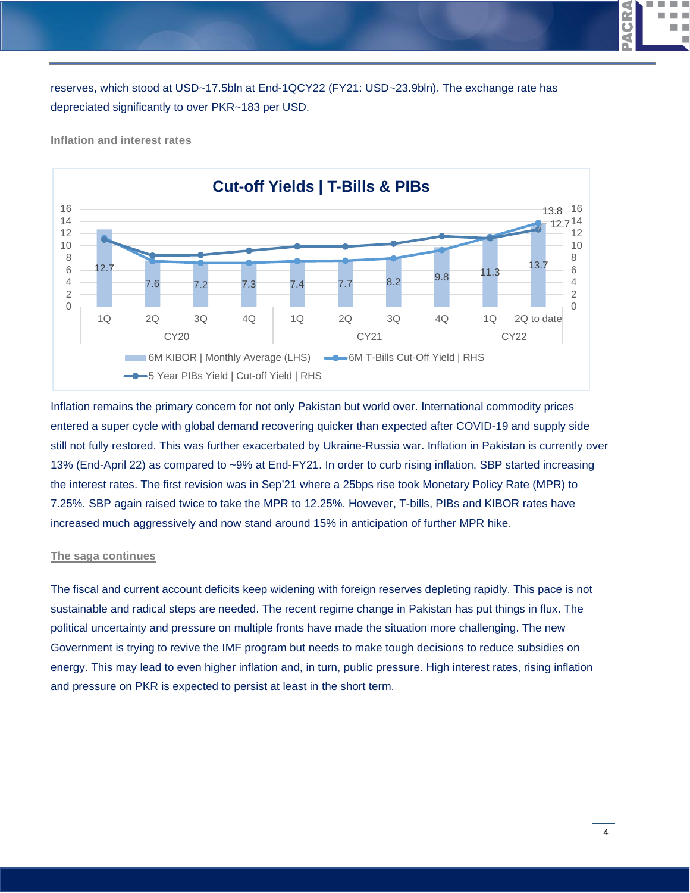reserves, which stood at USD~17.5bln at End-1QCY22 (FY21: USD~23.9bln). The exchange rate has depreciated significantly to over PKR~183 per USD.

### Inflation and interest rates

**Cut-off Yields | T-Bills & PIBs**

| Period | 6M KIBOR \| Monthly Average (LHS) |
|---|---|
| CY20 1Q | 12.7 |
| CY20 2Q | 7.6 |
| CY20 3Q | 7.2 |
| CY20 4Q | 7.3 |
| CY21 1Q | 7.4 |
| CY21 2Q | 7.7 |
| CY21 3Q | 8.2 |
| CY21 4Q | 9.8 |
| CY22 1Q | 11.3 |
| CY22 2Q to date | 13.7 |

6M T-Bills Cut-Off Yield | RHS (2Q to date CY22: 13.8); 5 Year PIBs Yield | Cut-off Yield | RHS (2Q to date CY22: 12.7)

Inflation remains the primary concern for not only Pakistan but world over. International commodity prices entered a super cycle with global demand recovering quicker than expected after COVID-19 and supply side still not fully restored. This was further exacerbated by Ukraine-Russia war. Inflation in Pakistan is currently over 13% (End-April 22) as compared to ~9% at End-FY21. In order to curb rising inflation, SBP started increasing the interest rates. The first revision was in Sep'21 where a 25bps rise took Monetary Policy Rate (MPR) to 7.25%. SBP again raised twice to take the MPR to 12.25%. However, T-bills, PIBs and KIBOR rates have increased much aggressively and now stand around 15% in anticipation of further MPR hike.

### The saga continues

The fiscal and current account deficits keep widening with foreign reserves depleting rapidly. This pace is not sustainable and radical steps are needed. The recent regime change in Pakistan has put things in flux. The political uncertainty and pressure on multiple fronts have made the situation more challenging. The new Government is trying to revive the IMF program but needs to make tough decisions to reduce subsidies on energy. This may lead to even higher inflation and, in turn, public pressure. High interest rates, rising inflation and pressure on PKR is expected to persist at least in the short term.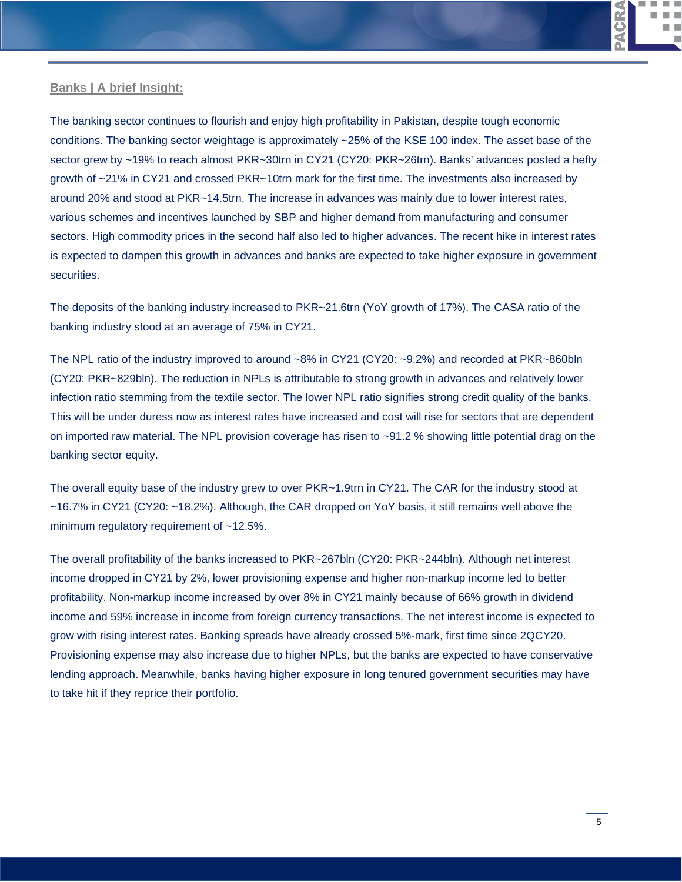## Banks | A brief Insight:

The banking sector continues to flourish and enjoy high profitability in Pakistan, despite tough economic conditions. The banking sector weightage is approximately ~25% of the KSE 100 index. The asset base of the sector grew by ~19% to reach almost PKR~30trn in CY21 (CY20: PKR~26trn). Banks' advances posted a hefty growth of ~21% in CY21 and crossed PKR~10trn mark for the first time. The investments also increased by around 20% and stood at PKR~14.5trn. The increase in advances was mainly due to lower interest rates, various schemes and incentives launched by SBP and higher demand from manufacturing and consumer sectors. High commodity prices in the second half also led to higher advances. The recent hike in interest rates is expected to dampen this growth in advances and banks are expected to take higher exposure in government securities.

The deposits of the banking industry increased to PKR~21.6trn (YoY growth of 17%). The CASA ratio of the banking industry stood at an average of 75% in CY21.

The NPL ratio of the industry improved to around ~8% in CY21 (CY20: ~9.2%) and recorded at PKR~860bln (CY20: PKR~829bln). The reduction in NPLs is attributable to strong growth in advances and relatively lower infection ratio stemming from the textile sector. The lower NPL ratio signifies strong credit quality of the banks. This will be under duress now as interest rates have increased and cost will rise for sectors that are dependent on imported raw material. The NPL provision coverage has risen to ~91.2 % showing little potential drag on the banking sector equity.

The overall equity base of the industry grew to over PKR~1.9trn in CY21. The CAR for the industry stood at ~16.7% in CY21 (CY20: ~18.2%). Although, the CAR dropped on YoY basis, it still remains well above the minimum regulatory requirement of ~12.5%.

The overall profitability of the banks increased to PKR~267bln (CY20: PKR~244bln). Although net interest income dropped in CY21 by 2%, lower provisioning expense and higher non-markup income led to better profitability. Non-markup income increased by over 8% in CY21 mainly because of 66% growth in dividend income and 59% increase in income from foreign currency transactions. The net interest income is expected to grow with rising interest rates. Banking spreads have already crossed 5%-mark, first time since 2QCY20. Provisioning expense may also increase due to higher NPLs, but the banks are expected to have conservative lending approach. Meanwhile, banks having higher exposure in long tenured government securities may have to take hit if they reprice their portfolio.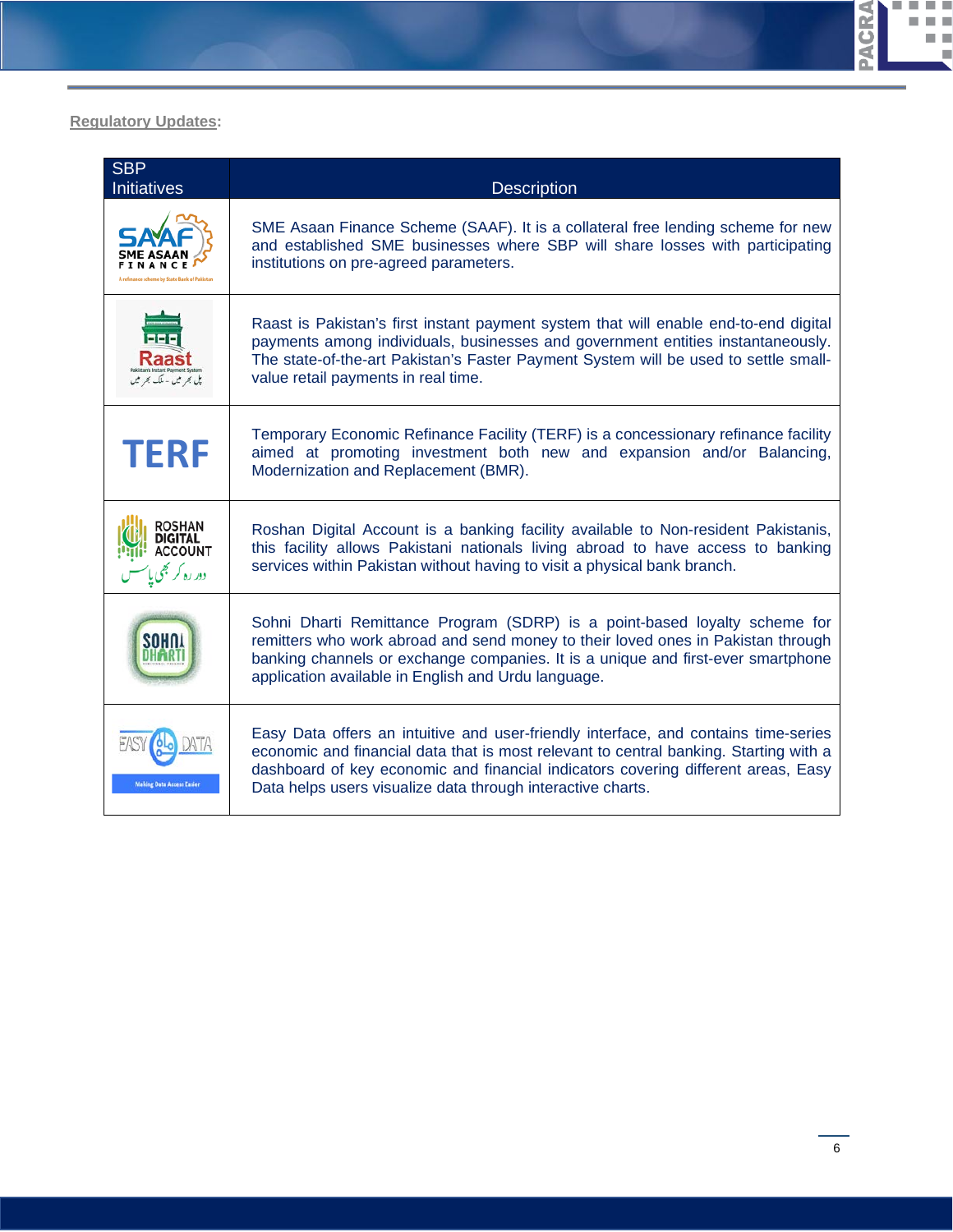**Regulatory Updates**:

| SBP Initiatives | Description |
|---|---|
| SAAF SME ASAAN FINANCE | SME Asaan Finance Scheme (SAAF). It is a collateral free lending scheme for new and established SME businesses where SBP will share losses with participating institutions on pre-agreed parameters. |
| Raast | Raast is Pakistan's first instant payment system that will enable end-to-end digital payments among individuals, businesses and government entities instantaneously. The state-of-the-art Pakistan's Faster Payment System will be used to settle small-value retail payments in real time. |
| TERF | Temporary Economic Refinance Facility (TERF) is a concessionary refinance facility aimed at promoting investment both new and expansion and/or Balancing, Modernization and Replacement (BMR). |
| ROSHAN DIGITAL ACCOUNT | Roshan Digital Account is a banking facility available to Non-resident Pakistanis, this facility allows Pakistani nationals living abroad to have access to banking services within Pakistan without having to visit a physical bank branch. |
| SOHNI DHARTI | Sohni Dharti Remittance Program (SDRP) is a point-based loyalty scheme for remitters who work abroad and send money to their loved ones in Pakistan through banking channels or exchange companies. It is a unique and first-ever smartphone application available in English and Urdu language. |
| EASY DATA | Easy Data offers an intuitive and user-friendly interface, and contains time-series economic and financial data that is most relevant to central banking. Starting with a dashboard of key economic and financial indicators covering different areas, Easy Data helps users visualize data through interactive charts. |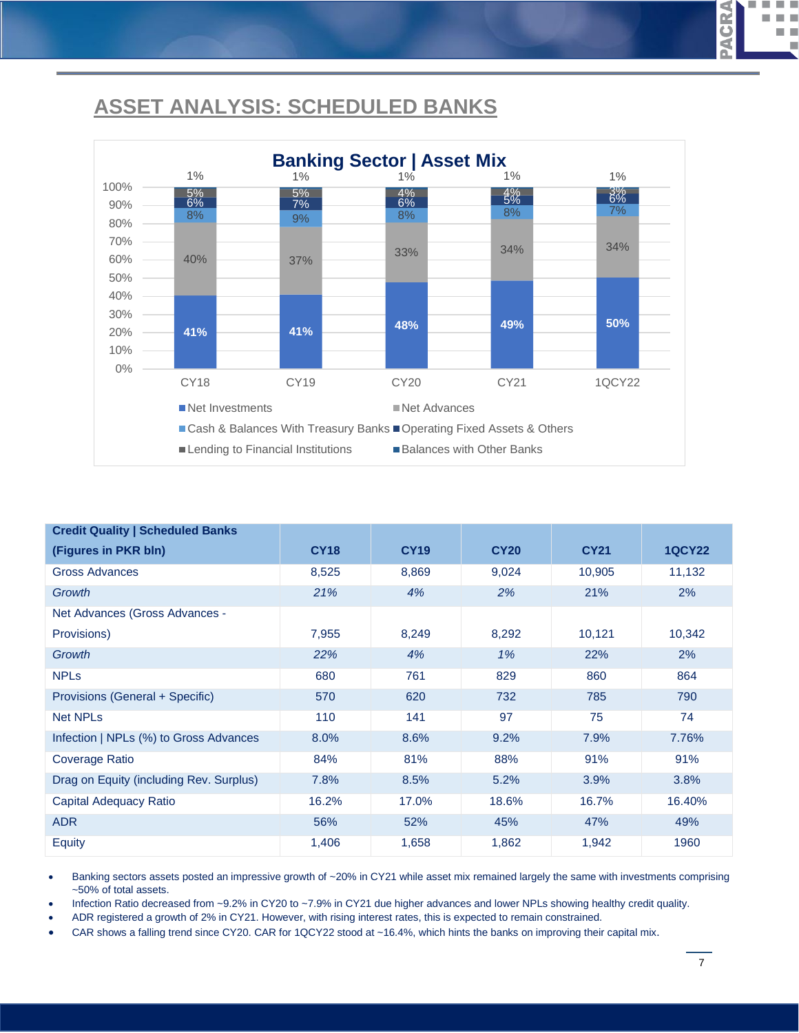## ASSET ANALYSIS: SCHEDULED BANKS

**Banking Sector | Asset Mix**

| | CY18 | CY19 | CY20 | CY21 | 1QCY22 |
|---|---|---|---|---|---|
| Net Investments | 41% | 41% | 48% | 49% | 50% |
| Net Advances | 40% | 37% | 33% | 34% | 34% |
| Cash & Balances With Treasury Banks | 8% | 9% | 8% | 8% | 7% |
| Operating Fixed Assets & Others | 6% | 7% | 6% | 5% | 6% |
| Lending to Financial Institutions | 5% | 5% | 4% | 4% | 3% |
| Balances with Other Banks | 1% | 1% | 1% | 1% | 1% |

| Credit Quality \| Scheduled Banks (Figures in PKR bln) | CY18 | CY19 | CY20 | CY21 | 1QCY22 |
|---|---|---|---|---|---|
| Gross Advances | 8,525 | 8,869 | 9,024 | 10,905 | 11,132 |
| *Growth* | *21%* | *4%* | *2%* | 21% | 2% |
| Net Advances (Gross Advances - Provisions) | 7,955 | 8,249 | 8,292 | 10,121 | 10,342 |
| *Growth* | *22%* | *4%* | *1%* | 22% | 2% |
| NPLs | 680 | 761 | 829 | 860 | 864 |
| Provisions (General + Specific) | 570 | 620 | 732 | 785 | 790 |
| Net NPLs | 110 | 141 | 97 | 75 | 74 |
| Infection \| NPLs (%) to Gross Advances | 8.0% | 8.6% | 9.2% | 7.9% | 7.76% |
| Coverage Ratio | 84% | 81% | 88% | 91% | 91% |
| Drag on Equity (including Rev. Surplus) | 7.8% | 8.5% | 5.2% | 3.9% | 3.8% |
| Capital Adequacy Ratio | 16.2% | 17.0% | 18.6% | 16.7% | 16.40% |
| ADR | 56% | 52% | 45% | 47% | 49% |
| Equity | 1,406 | 1,658 | 1,862 | 1,942 | 1960 |

- Banking sectors assets posted an impressive growth of ~20% in CY21 while asset mix remained largely the same with investments comprising ~50% of total assets.
- Infection Ratio decreased from ~9.2% in CY20 to ~7.9% in CY21 due higher advances and lower NPLs showing healthy credit quality.
- ADR registered a growth of 2% in CY21. However, with rising interest rates, this is expected to remain constrained.
- CAR shows a falling trend since CY20. CAR for 1QCY22 stood at ~16.4%, which hints the banks on improving their capital mix.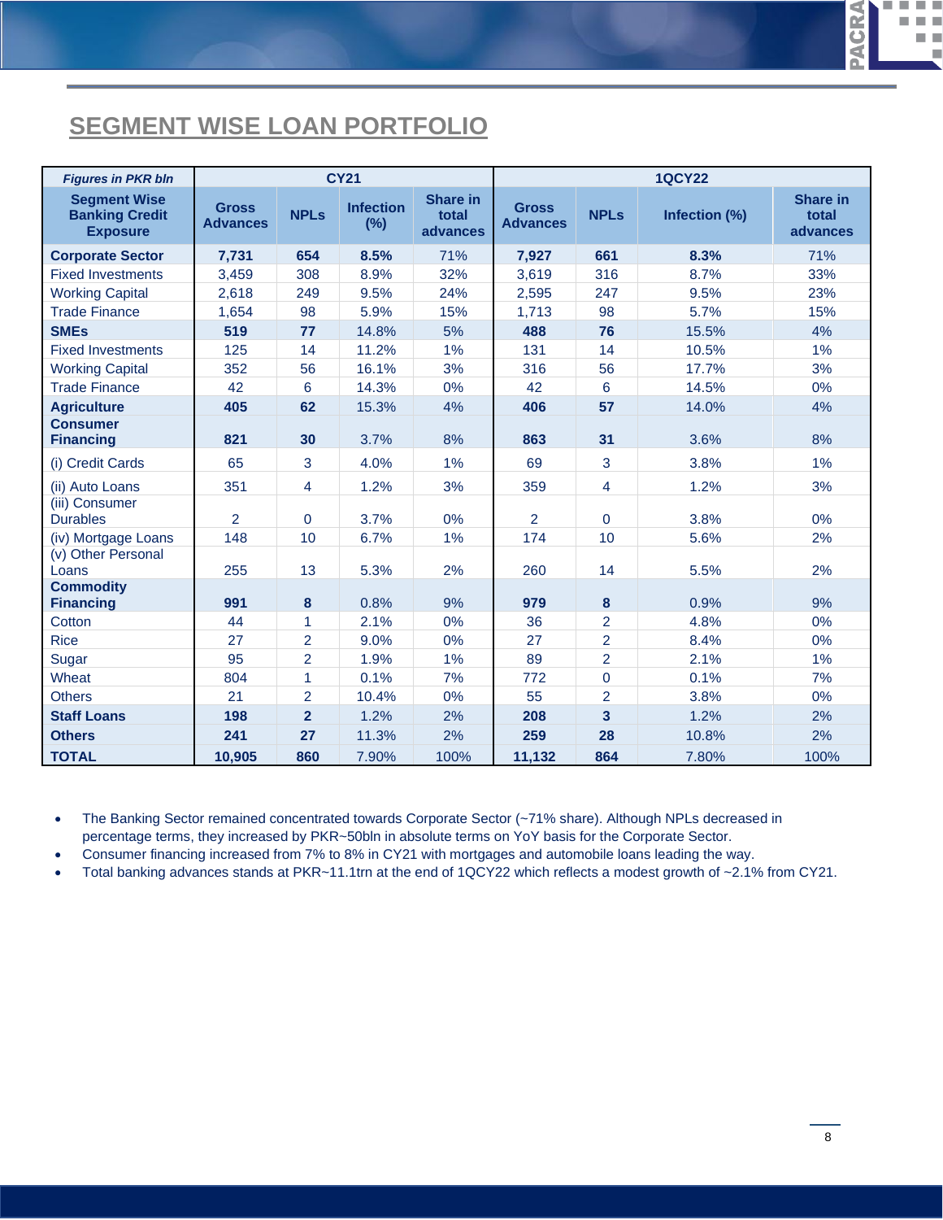## SEGMENT WISE LOAN PORTFOLIO

| *Figures in PKR bln* | CY21 | | | | 1QCY22 | | | |
|---|---|---|---|---|---|---|---|---|
| **Segment Wise Banking Credit Exposure** | **Gross Advances** | **NPLs** | **Infection (%)** | **Share in total advances** | **Gross Advances** | **NPLs** | **Infection (%)** | **Share in total advances** |
| **Corporate Sector** | **7,731** | **654** | **8.5%** | 71% | **7,927** | **661** | **8.3%** | 71% |
| Fixed Investments | 3,459 | 308 | 8.9% | 32% | 3,619 | 316 | 8.7% | 33% |
| Working Capital | 2,618 | 249 | 9.5% | 24% | 2,595 | 247 | 9.5% | 23% |
| Trade Finance | 1,654 | 98 | 5.9% | 15% | 1,713 | 98 | 5.7% | 15% |
| **SMEs** | **519** | **77** | 14.8% | 5% | **488** | **76** | 15.5% | 4% |
| Fixed Investments | 125 | 14 | 11.2% | 1% | 131 | 14 | 10.5% | 1% |
| Working Capital | 352 | 56 | 16.1% | 3% | 316 | 56 | 17.7% | 3% |
| Trade Finance | 42 | 6 | 14.3% | 0% | 42 | 6 | 14.5% | 0% |
| **Agriculture** | **405** | **62** | 15.3% | 4% | **406** | **57** | 14.0% | 4% |
| **Consumer Financing** | **821** | **30** | 3.7% | 8% | **863** | **31** | 3.6% | 8% |
| (i) Credit Cards | 65 | 3 | 4.0% | 1% | 69 | 3 | 3.8% | 1% |
| (ii) Auto Loans | 351 | 4 | 1.2% | 3% | 359 | 4 | 1.2% | 3% |
| (iii) Consumer Durables | 2 | 0 | 3.7% | 0% | 2 | 0 | 3.8% | 0% |
| (iv) Mortgage Loans | 148 | 10 | 6.7% | 1% | 174 | 10 | 5.6% | 2% |
| (v) Other Personal Loans | 255 | 13 | 5.3% | 2% | 260 | 14 | 5.5% | 2% |
| **Commodity Financing** | **991** | **8** | 0.8% | 9% | **979** | **8** | 0.9% | 9% |
| Cotton | 44 | 1 | 2.1% | 0% | 36 | 2 | 4.8% | 0% |
| Rice | 27 | 2 | 9.0% | 0% | 27 | 2 | 8.4% | 0% |
| Sugar | 95 | 2 | 1.9% | 1% | 89 | 2 | 2.1% | 1% |
| Wheat | 804 | 1 | 0.1% | 7% | 772 | 0 | 0.1% | 7% |
| Others | 21 | 2 | 10.4% | 0% | 55 | 2 | 3.8% | 0% |
| **Staff Loans** | **198** | **2** | 1.2% | 2% | **208** | **3** | 1.2% | 2% |
| **Others** | **241** | **27** | 11.3% | 2% | **259** | **28** | 10.8% | 2% |
| **TOTAL** | **10,905** | **860** | 7.90% | 100% | **11,132** | **864** | 7.80% | 100% |

- The Banking Sector remained concentrated towards Corporate Sector (~71% share). Although NPLs decreased in percentage terms, they increased by PKR~50bln in absolute terms on YoY basis for the Corporate Sector.
- Consumer financing increased from 7% to 8% in CY21 with mortgages and automobile loans leading the way.
- Total banking advances stands at PKR~11.1trn at the end of 1QCY22 which reflects a modest growth of ~2.1% from CY21.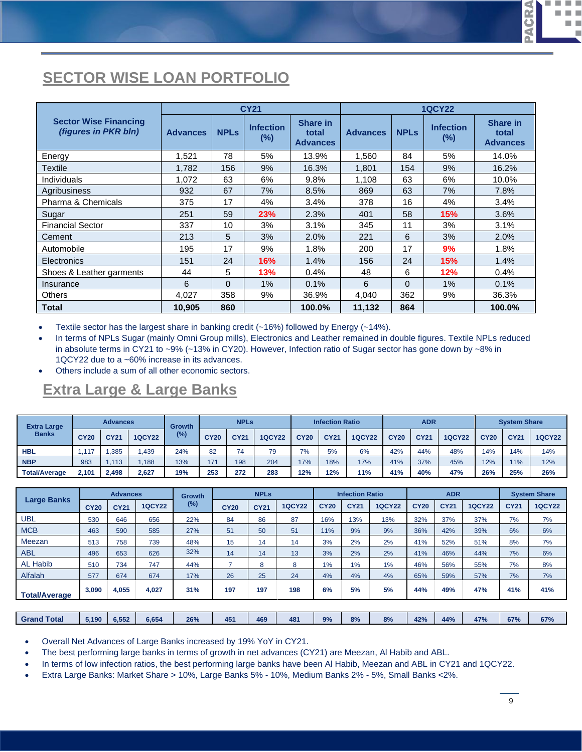## SECTOR WISE LOAN PORTFOLIO

| Sector Wise Financing *(figures in PKR bln)* | CY21 | | | | 1QCY22 | | | |
|---|---|---|---|---|---|---|---|---|
| | Advances | NPLs | Infection (%) | Share in total Advances | Advances | NPLs | Infection (%) | Share in total Advances |
| Energy | 1,521 | 78 | 5% | 13.9% | 1,560 | 84 | 5% | 14.0% |
| Textile | 1,782 | 156 | 9% | 16.3% | 1,801 | 154 | 9% | 16.2% |
| Individuals | 1,072 | 63 | 6% | 9.8% | 1,108 | 63 | 6% | 10.0% |
| Agribusiness | 932 | 67 | 7% | 8.5% | 869 | 63 | 7% | 7.8% |
| Pharma & Chemicals | 375 | 17 | 4% | 3.4% | 378 | 16 | 4% | 3.4% |
| Sugar | 251 | 59 | 23% | 2.3% | 401 | 58 | 15% | 3.6% |
| Financial Sector | 337 | 10 | 3% | 3.1% | 345 | 11 | 3% | 3.1% |
| Cement | 213 | 5 | 3% | 2.0% | 221 | 6 | 3% | 2.0% |
| Automobile | 195 | 17 | 9% | 1.8% | 200 | 17 | 9% | 1.8% |
| Electronics | 151 | 24 | 16% | 1.4% | 156 | 24 | 15% | 1.4% |
| Shoes & Leather garments | 44 | 5 | 13% | 0.4% | 48 | 6 | 12% | 0.4% |
| Insurance | 6 | 0 | 1% | 0.1% | 6 | 0 | 1% | 0.1% |
| Others | 4,027 | 358 | 9% | 36.9% | 4,040 | 362 | 9% | 36.3% |
| **Total** | **10,905** | **860** | | **100.0%** | **11,132** | **864** | | **100.0%** |

- Textile sector has the largest share in banking credit (~16%) followed by Energy (~14%).
- In terms of NPLs Sugar (mainly Omni Group mills), Electronics and Leather remained in double figures. Textile NPLs reduced in absolute terms in CY21 to ~9% (~13% in CY20). However, Infection ratio of Sugar sector has gone down by ~8% in 1QCY22 due to a ~60% increase in its advances.
- Others include a sum of all other economic sectors.

## Extra Large & Large Banks

| Extra Large Banks | Advances | | | Growth (%) | NPLs | | | Infection Ratio | | | ADR | | | System Share | | |
|---|---|---|---|---|---|---|---|---|---|---|---|---|---|---|---|---|
| | CY20 | CY21 | 1QCY22 | | CY20 | CY21 | 1QCY22 | CY20 | CY21 | 1QCY22 | CY20 | CY21 | 1QCY22 | CY20 | CY21 | 1QCY22 |
| **HBL** | 1,117 | 1,385 | 1,439 | 24% | 82 | 74 | 79 | 7% | 5% | 6% | 42% | 44% | 48% | 14% | 14% | 14% |
| **NBP** | 983 | 1,113 | 1,188 | 13% | 171 | 198 | 204 | 17% | 18% | 17% | 41% | 37% | 45% | 12% | 11% | 12% |
| **Total/Average** | **2,101** | **2,498** | **2,627** | **19%** | **253** | **272** | **283** | **12%** | **12%** | **11%** | **41%** | **40%** | **47%** | **26%** | **25%** | **26%** |

| Large Banks | Advances | | | Growth (%) | NPLs | | | Infection Ratio | | | ADR | | | System Share | |
|---|---|---|---|---|---|---|---|---|---|---|---|---|---|---|---|
| | CY20 | CY21 | 1QCY22 | | CY20 | CY21 | 1QCY22 | CY20 | CY21 | 1QCY22 | CY20 | CY21 | 1QCY22 | CY21 | 1QCY22 |
| UBL | 530 | 646 | 656 | 22% | 84 | 86 | 87 | 16% | 13% | 13% | 32% | 37% | 37% | 7% | 7% |
| MCB | 463 | 590 | 585 | 27% | 51 | 50 | 51 | 11% | 9% | 9% | 36% | 42% | 39% | 6% | 6% |
| Meezan | 513 | 758 | 739 | 48% | 15 | 14 | 14 | 3% | 2% | 2% | 41% | 52% | 51% | 8% | 7% |
| ABL | 496 | 653 | 626 | 32% | 14 | 14 | 13 | 3% | 2% | 2% | 41% | 46% | 44% | 7% | 6% |
| AL Habib | 510 | 734 | 747 | 44% | 7 | 8 | 8 | 1% | 1% | 1% | 46% | 56% | 55% | 7% | 8% |
| Alfalah | 577 | 674 | 674 | 17% | 26 | 25 | 24 | 4% | 4% | 4% | 65% | 59% | 57% | 7% | 7% |
| **Total/Average** | **3,090** | **4,055** | **4,027** | **31%** | **197** | **197** | **198** | **6%** | **5%** | **5%** | **44%** | **49%** | **47%** | **41%** | **41%** |
| **Grand Total** | **5,190** | **6,552** | **6,654** | **26%** | **451** | **469** | **481** | **9%** | **8%** | **8%** | **42%** | **44%** | **47%** | **67%** | **67%** |

- Overall Net Advances of Large Banks increased by 19% YoY in CY21.
- The best performing large banks in terms of growth in net advances (CY21) are Meezan, Al Habib and ABL.
- In terms of low infection ratios, the best performing large banks have been Al Habib, Meezan and ABL in CY21 and 1QCY22.
- Extra Large Banks: Market Share > 10%, Large Banks 5% - 10%, Medium Banks 2% - 5%, Small Banks <2%.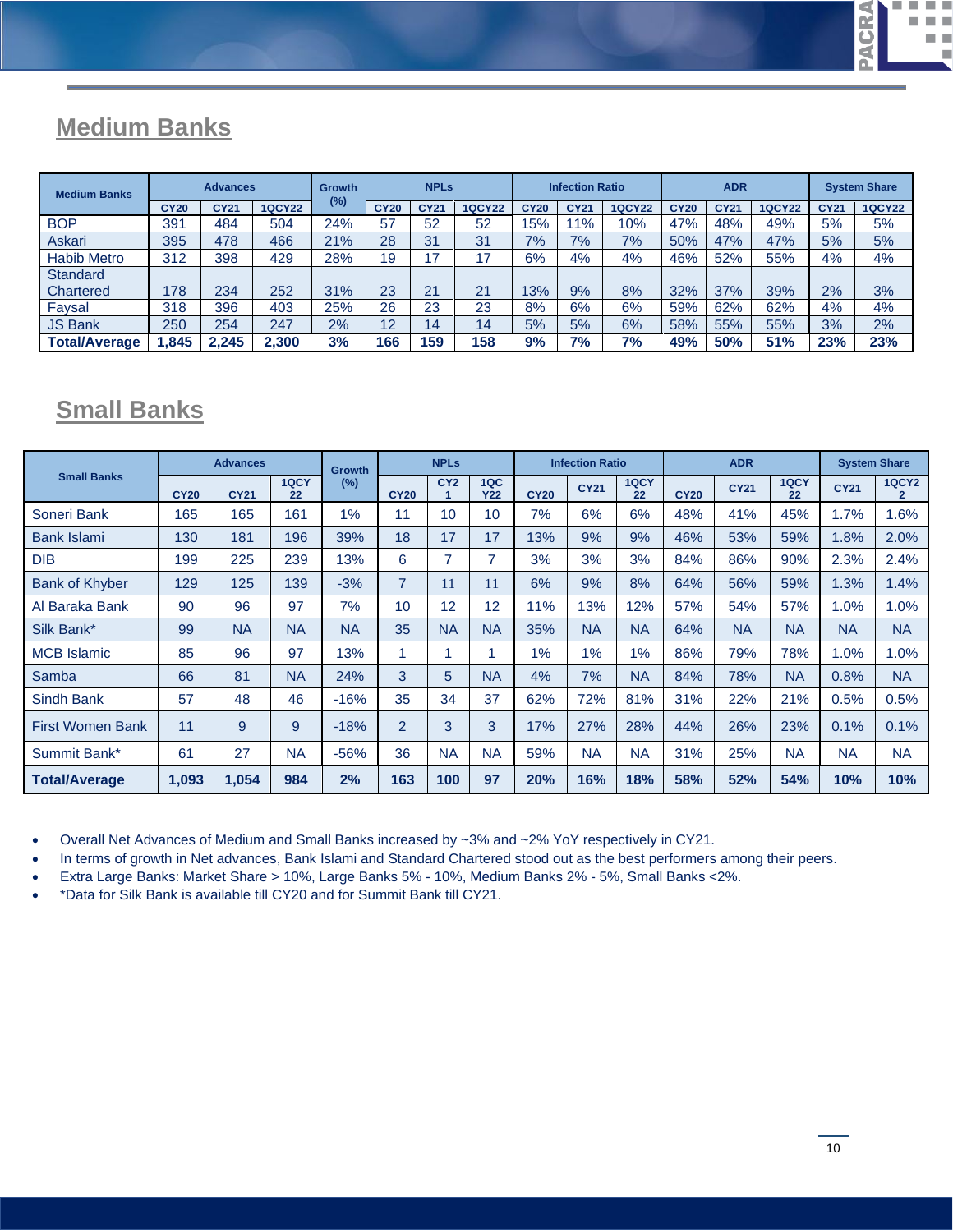## Medium Banks

| Medium Banks | Advances | | | Growth (%) | NPLs | | | Infection Ratio | | | ADR | | | System Share | |
|---|---|---|---|---|---|---|---|---|---|---|---|---|---|---|---|
| | CY20 | CY21 | 1QCY22 | | CY20 | CY21 | 1QCY22 | CY20 | CY21 | 1QCY22 | CY20 | CY21 | 1QCY22 | CY21 | 1QCY22 |
| BOP | 391 | 484 | 504 | 24% | 57 | 52 | 52 | 15% | 11% | 10% | 47% | 48% | 49% | 5% | 5% |
| Askari | 395 | 478 | 466 | 21% | 28 | 31 | 31 | 7% | 7% | 7% | 50% | 47% | 47% | 5% | 5% |
| Habib Metro | 312 | 398 | 429 | 28% | 19 | 17 | 17 | 6% | 4% | 4% | 46% | 52% | 55% | 4% | 4% |
| Standard Chartered | 178 | 234 | 252 | 31% | 23 | 21 | 21 | 13% | 9% | 8% | 32% | 37% | 39% | 2% | 3% |
| Faysal | 318 | 396 | 403 | 25% | 26 | 23 | 23 | 8% | 6% | 6% | 59% | 62% | 62% | 4% | 4% |
| JS Bank | 250 | 254 | 247 | 2% | 12 | 14 | 14 | 5% | 5% | 6% | 58% | 55% | 55% | 3% | 2% |
| **Total/Average** | **1,845** | **2,245** | **2,300** | **3%** | **166** | **159** | **158** | **9%** | **7%** | **7%** | **49%** | **50%** | **51%** | **23%** | **23%** |

## Small Banks

| Small Banks | Advances | | | Growth (%) | NPLs | | | Infection Ratio | | | ADR | | | System Share | |
|---|---|---|---|---|---|---|---|---|---|---|---|---|---|---|---|
| | CY20 | CY21 | 1QCY22 | | CY20 | CY21 | 1QCY22 | CY20 | CY21 | 1QCY22 | CY20 | CY21 | 1QCY22 | CY21 | 1QCY22 |
| Soneri Bank | 165 | 165 | 161 | 1% | 11 | 10 | 10 | 7% | 6% | 6% | 48% | 41% | 45% | 1.7% | 1.6% |
| Bank Islami | 130 | 181 | 196 | 39% | 18 | 17 | 17 | 13% | 9% | 9% | 46% | 53% | 59% | 1.8% | 2.0% |
| DIB | 199 | 225 | 239 | 13% | 6 | 7 | 7 | 3% | 3% | 3% | 84% | 86% | 90% | 2.3% | 2.4% |
| Bank of Khyber | 129 | 125 | 139 | -3% | 7 | 11 | 11 | 6% | 9% | 8% | 64% | 56% | 59% | 1.3% | 1.4% |
| Al Baraka Bank | 90 | 96 | 97 | 7% | 10 | 12 | 12 | 11% | 13% | 12% | 57% | 54% | 57% | 1.0% | 1.0% |
| Silk Bank* | 99 | NA | NA | NA | 35 | NA | NA | 35% | NA | NA | 64% | NA | NA | NA | NA |
| MCB Islamic | 85 | 96 | 97 | 13% | 1 | 1 | 1 | 1% | 1% | 1% | 86% | 79% | 78% | 1.0% | 1.0% |
| Samba | 66 | 81 | NA | 24% | 3 | 5 | NA | 4% | 7% | NA | 84% | 78% | NA | 0.8% | NA |
| Sindh Bank | 57 | 48 | 46 | -16% | 35 | 34 | 37 | 62% | 72% | 81% | 31% | 22% | 21% | 0.5% | 0.5% |
| First Women Bank | 11 | 9 | 9 | -18% | 2 | 3 | 3 | 17% | 27% | 28% | 44% | 26% | 23% | 0.1% | 0.1% |
| Summit Bank* | 61 | 27 | NA | -56% | 36 | NA | NA | 59% | NA | NA | 31% | 25% | NA | NA | NA |
| **Total/Average** | **1,093** | **1,054** | **984** | **2%** | **163** | **100** | **97** | **20%** | **16%** | **18%** | **58%** | **52%** | **54%** | **10%** | **10%** |

- Overall Net Advances of Medium and Small Banks increased by ~3% and ~2% YoY respectively in CY21.
- In terms of growth in Net advances, Bank Islami and Standard Chartered stood out as the best performers among their peers.
- Extra Large Banks: Market Share > 10%, Large Banks 5% - 10%, Medium Banks 2% - 5%, Small Banks <2%.
- *Data for Silk Bank is available till CY20 and for Summit Bank till CY21.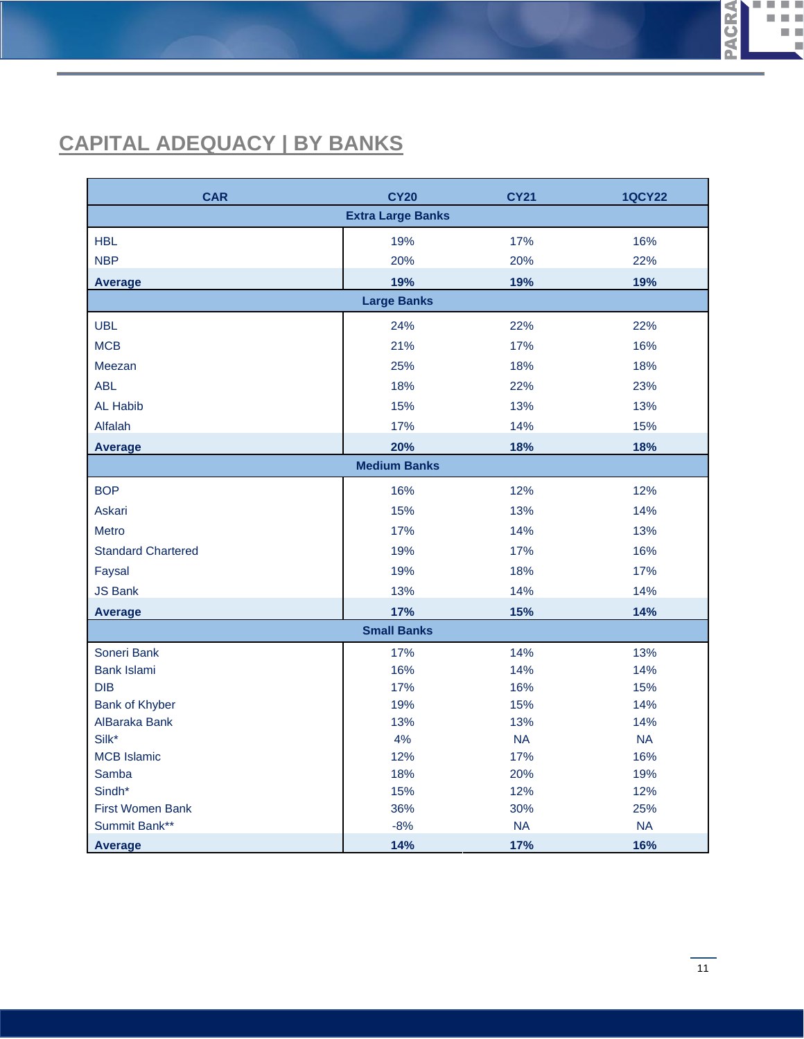## CAPITAL ADEQUACY | BY BANKS

| CAR | CY20 | CY21 | 1QCY22 |
|---|---|---|---|
| **Extra Large Banks** | | | |
| HBL | 19% | 17% | 16% |
| NBP | 20% | 20% | 22% |
| **Average** | **19%** | **19%** | **19%** |
| **Large Banks** | | | |
| UBL | 24% | 22% | 22% |
| MCB | 21% | 17% | 16% |
| Meezan | 25% | 18% | 18% |
| ABL | 18% | 22% | 23% |
| AL Habib | 15% | 13% | 13% |
| Alfalah | 17% | 14% | 15% |
| **Average** | **20%** | **18%** | **18%** |
| **Medium Banks** | | | |
| BOP | 16% | 12% | 12% |
| Askari | 15% | 13% | 14% |
| Metro | 17% | 14% | 13% |
| Standard Chartered | 19% | 17% | 16% |
| Faysal | 19% | 18% | 17% |
| JS Bank | 13% | 14% | 14% |
| **Average** | **17%** | **15%** | **14%** |
| **Small Banks** | | | |
| Soneri Bank | 17% | 14% | 13% |
| Bank Islami | 16% | 14% | 14% |
| DIB | 17% | 16% | 15% |
| Bank of Khyber | 19% | 15% | 14% |
| AlBaraka Bank | 13% | 13% | 14% |
| Silk* | 4% | NA | NA |
| MCB Islamic | 12% | 17% | 16% |
| Samba | 18% | 20% | 19% |
| Sindh* | 15% | 12% | 12% |
| First Women Bank | 36% | 30% | 25% |
| Summit Bank** | -8% | NA | NA |
| **Average** | **14%** | **17%** | **16%** |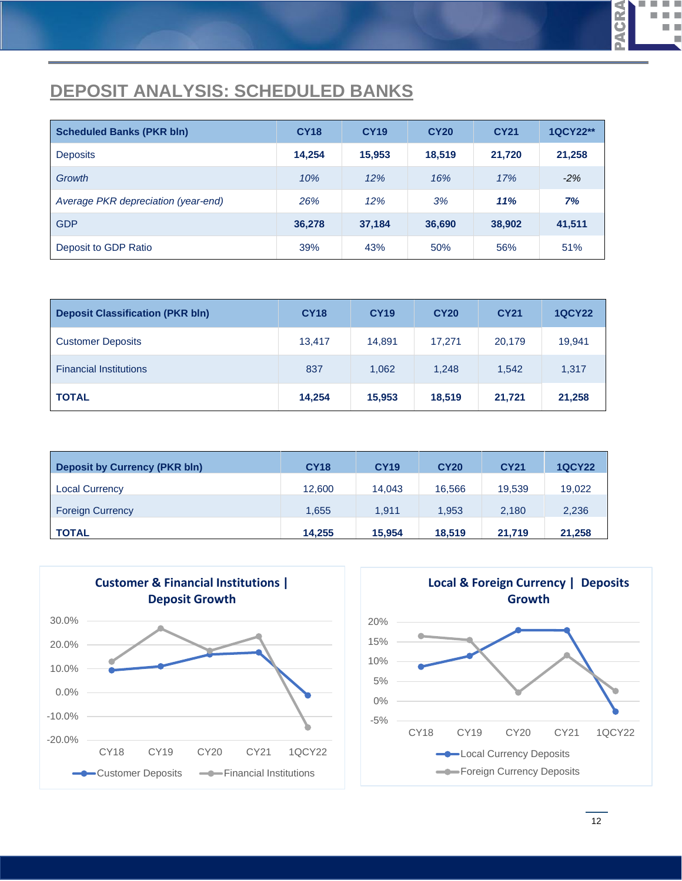# DEPOSIT ANALYSIS: SCHEDULED BANKS

| Scheduled Banks (PKR bln) | CY18 | CY19 | CY20 | CY21 | 1QCY22** |
|---|---|---|---|---|---|
| Deposits | **14,254** | **15,953** | **18,519** | **21,720** | **21,258** |
| *Growth* | *10%* | *12%* | *16%* | *17%* | *-2%* |
| *Average PKR depreciation (year-end)* | *26%* | *12%* | *3%* | ***11%*** | ***7%*** |
| GDP | **36,278** | **37,184** | **36,690** | **38,902** | **41,511** |
| Deposit to GDP Ratio | 39% | 43% | 50% | 56% | 51% |

| Deposit Classification (PKR bln) | CY18 | CY19 | CY20 | CY21 | 1QCY22 |
|---|---|---|---|---|---|
| Customer Deposits | 13,417 | 14,891 | 17,271 | 20,179 | 19,941 |
| Financial Institutions | 837 | 1,062 | 1,248 | 1,542 | 1,317 |
| **TOTAL** | **14,254** | **15,953** | **18,519** | **21,721** | **21,258** |

| Deposit by Currency (PKR bln) | CY18 | CY19 | CY20 | CY21 | 1QCY22 |
|---|---|---|---|---|---|
| Local Currency | 12,600 | 14,043 | 16,566 | 19,539 | 19,022 |
| Foreign Currency | 1,655 | 1,911 | 1,953 | 2,180 | 2,236 |
| **TOTAL** | **14,255** | **15,954** | **18,519** | **21,719** | **21,258** |

**Customer & Financial Institutions | Deposit Growth**

**Local & Foreign Currency | Deposits Growth**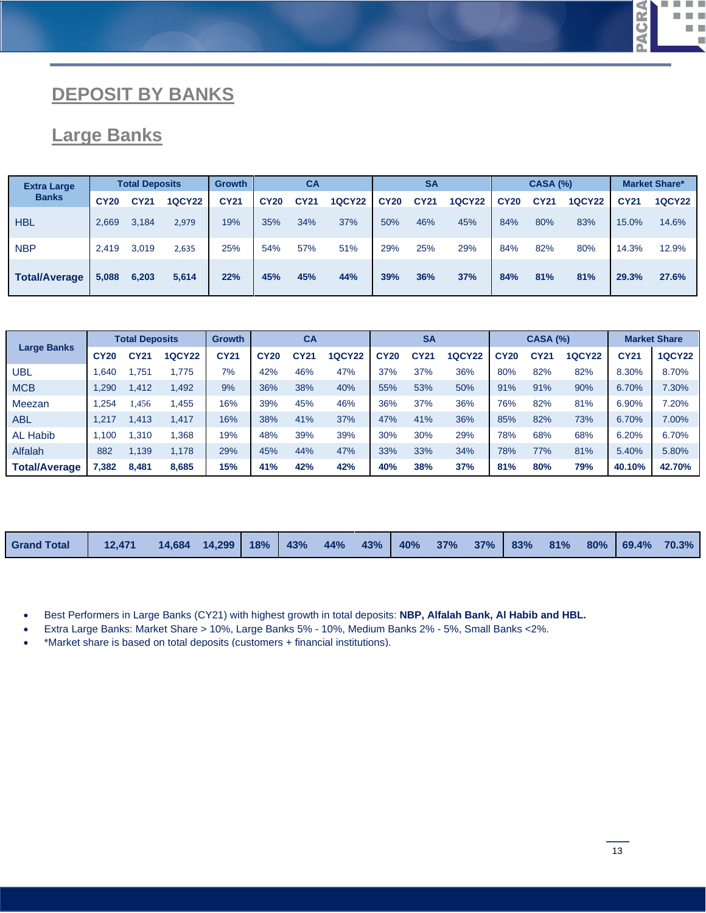# DEPOSIT BY BANKS

## Large Banks

| Extra Large Banks | Total Deposits | | | Growth | CA | | | SA | | | CASA (%) | | | Market Share* | |
|---|---|---|---|---|---|---|---|---|---|---|---|---|---|---|---|
| | CY20 | CY21 | 1QCY22 | CY21 | CY20 | CY21 | 1QCY22 | CY20 | CY21 | 1QCY22 | CY20 | CY21 | 1QCY22 | CY21 | 1QCY22 |
| HBL | 2,669 | 3,184 | 2,979 | 19% | 35% | 34% | 37% | 50% | 46% | 45% | 84% | 80% | 83% | 15.0% | 14.6% |
| NBP | 2,419 | 3,019 | 2,635 | 25% | 54% | 57% | 51% | 29% | 25% | 29% | 84% | 82% | 80% | 14.3% | 12.9% |
| **Total/Average** | **5,088** | **6,203** | **5,614** | **22%** | **45%** | **45%** | **44%** | **39%** | **36%** | **37%** | **84%** | **81%** | **81%** | **29.3%** | **27.6%** |

| Large Banks | Total Deposits | | | Growth | CA | | | SA | | | CASA (%) | | | Market Share | |
|---|---|---|---|---|---|---|---|---|---|---|---|---|---|---|---|
| | CY20 | CY21 | 1QCY22 | CY21 | CY20 | CY21 | 1QCY22 | CY20 | CY21 | 1QCY22 | CY20 | CY21 | 1QCY22 | CY21 | 1QCY22 |
| UBL | 1,640 | 1,751 | 1,775 | 7% | 42% | 46% | 47% | 37% | 37% | 36% | 80% | 82% | 82% | 8.30% | 8.70% |
| MCB | 1,290 | 1,412 | 1,492 | 9% | 36% | 38% | 40% | 55% | 53% | 50% | 91% | 91% | 90% | 6.70% | 7.30% |
| Meezan | 1,254 | 1,456 | 1,455 | 16% | 39% | 45% | 46% | 36% | 37% | 36% | 76% | 82% | 81% | 6.90% | 7.20% |
| ABL | 1,217 | 1,413 | 1,417 | 16% | 38% | 41% | 37% | 47% | 41% | 36% | 85% | 82% | 73% | 6.70% | 7.00% |
| AL Habib | 1,100 | 1,310 | 1,368 | 19% | 48% | 39% | 39% | 30% | 30% | 29% | 78% | 68% | 68% | 6.20% | 6.70% |
| Alfalah | 882 | 1,139 | 1,178 | 29% | 45% | 44% | 47% | 33% | 33% | 34% | 78% | 77% | 81% | 5.40% | 5.80% |
| **Total/Average** | **7,382** | **8,481** | **8,685** | **15%** | **41%** | **42%** | **42%** | **40%** | **38%** | **37%** | **81%** | **80%** | **79%** | **40.10%** | **42.70%** |

| **Grand Total** | **12,471** | **14,684** | **14,299** | **18%** | **43%** | **44%** | **43%** | **40%** | **37%** | **37%** | **83%** | **81%** | **80%** | **69.4%** | **70.3%** |
|---|---|---|---|---|---|---|---|---|---|---|---|---|---|---|---|

- Best Performers in Large Banks (CY21) with highest growth in total deposits: **NBP, Alfalah Bank, Al Habib and HBL.**
- Extra Large Banks: Market Share > 10%, Large Banks 5% - 10%, Medium Banks 2% - 5%, Small Banks <2%.
- *Market share is based on total deposits (customers + financial institutions).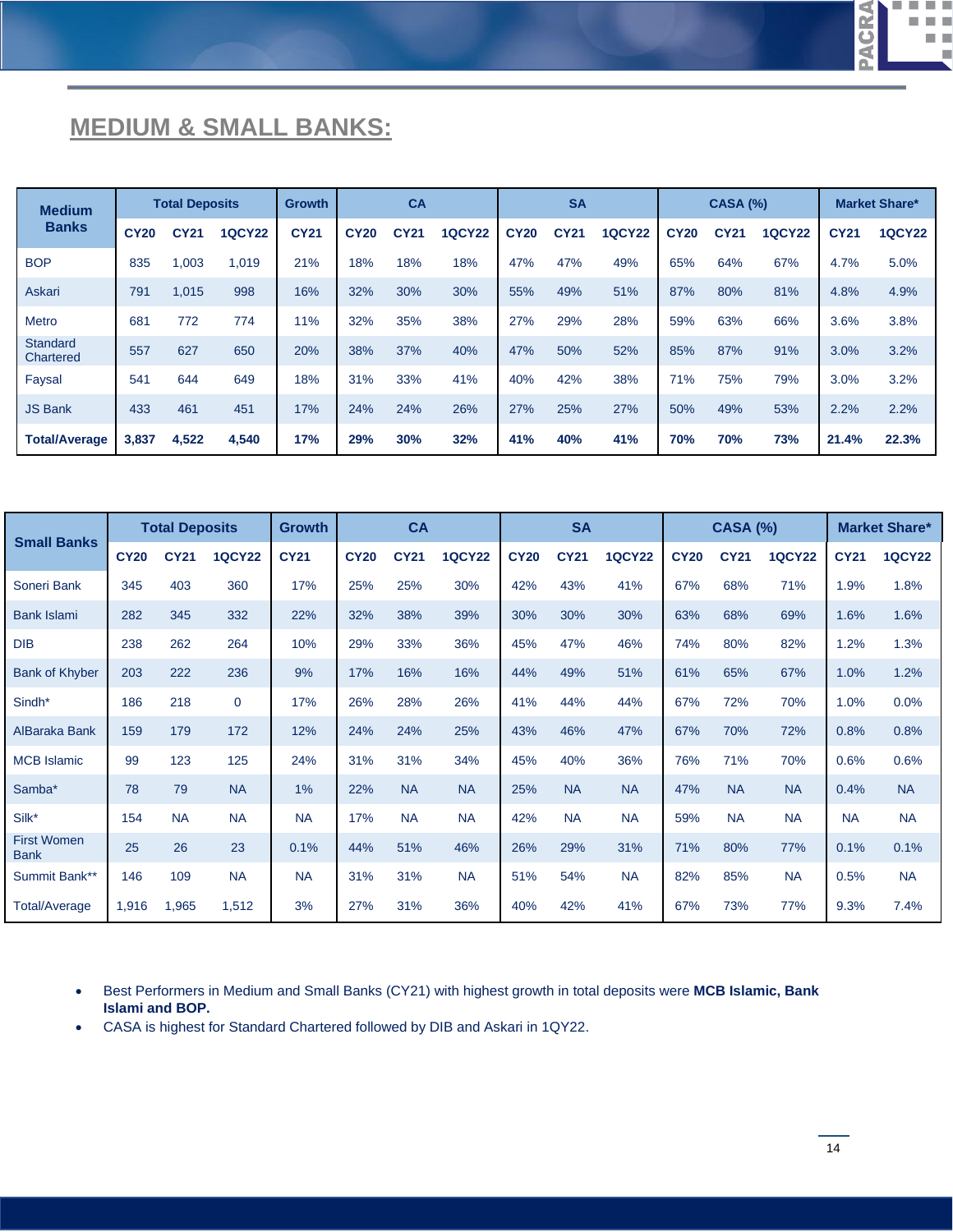## MEDIUM & SMALL BANKS:

| Medium Banks | Total Deposits | | | Growth | CA | | | SA | | | CASA (%) | | | Market Share* | |
|---|---|---|---|---|---|---|---|---|---|---|---|---|---|---|---|
| | CY20 | CY21 | 1QCY22 | CY21 | CY20 | CY21 | 1QCY22 | CY20 | CY21 | 1QCY22 | CY20 | CY21 | 1QCY22 | CY21 | 1QCY22 |
| BOP | 835 | 1,003 | 1,019 | 21% | 18% | 18% | 18% | 47% | 47% | 49% | 65% | 64% | 67% | 4.7% | 5.0% |
| Askari | 791 | 1,015 | 998 | 16% | 32% | 30% | 30% | 55% | 49% | 51% | 87% | 80% | 81% | 4.8% | 4.9% |
| Metro | 681 | 772 | 774 | 11% | 32% | 35% | 38% | 27% | 29% | 28% | 59% | 63% | 66% | 3.6% | 3.8% |
| Standard Chartered | 557 | 627 | 650 | 20% | 38% | 37% | 40% | 47% | 50% | 52% | 85% | 87% | 91% | 3.0% | 3.2% |
| Faysal | 541 | 644 | 649 | 18% | 31% | 33% | 41% | 40% | 42% | 38% | 71% | 75% | 79% | 3.0% | 3.2% |
| JS Bank | 433 | 461 | 451 | 17% | 24% | 24% | 26% | 27% | 25% | 27% | 50% | 49% | 53% | 2.2% | 2.2% |
| **Total/Average** | **3,837** | **4,522** | **4,540** | **17%** | **29%** | **30%** | **32%** | **41%** | **40%** | **41%** | **70%** | **70%** | **73%** | **21.4%** | **22.3%** |

| Small Banks | Total Deposits | | | Growth | CA | | | SA | | | CASA (%) | | | Market Share* | |
|---|---|---|---|---|---|---|---|---|---|---|---|---|---|---|---|
| | CY20 | CY21 | 1QCY22 | CY21 | CY20 | CY21 | 1QCY22 | CY20 | CY21 | 1QCY22 | CY20 | CY21 | 1QCY22 | CY21 | 1QCY22 |
| Soneri Bank | 345 | 403 | 360 | 17% | 25% | 25% | 30% | 42% | 43% | 41% | 67% | 68% | 71% | 1.9% | 1.8% |
| Bank Islami | 282 | 345 | 332 | 22% | 32% | 38% | 39% | 30% | 30% | 30% | 63% | 68% | 69% | 1.6% | 1.6% |
| DIB | 238 | 262 | 264 | 10% | 29% | 33% | 36% | 45% | 47% | 46% | 74% | 80% | 82% | 1.2% | 1.3% |
| Bank of Khyber | 203 | 222 | 236 | 9% | 17% | 16% | 16% | 44% | 49% | 51% | 61% | 65% | 67% | 1.0% | 1.2% |
| Sindh* | 186 | 218 | 0 | 17% | 26% | 28% | 26% | 41% | 44% | 44% | 67% | 72% | 70% | 1.0% | 0.0% |
| AlBaraka Bank | 159 | 179 | 172 | 12% | 24% | 24% | 25% | 43% | 46% | 47% | 67% | 70% | 72% | 0.8% | 0.8% |
| MCB Islamic | 99 | 123 | 125 | 24% | 31% | 31% | 34% | 45% | 40% | 36% | 76% | 71% | 70% | 0.6% | 0.6% |
| Samba* | 78 | 79 | NA | 1% | 22% | NA | NA | 25% | NA | NA | 47% | NA | NA | 0.4% | NA |
| Silk* | 154 | NA | NA | NA | 17% | NA | NA | 42% | NA | NA | 59% | NA | NA | NA | NA |
| First Women Bank | 25 | 26 | 23 | 0.1% | 44% | 51% | 46% | 26% | 29% | 31% | 71% | 80% | 77% | 0.1% | 0.1% |
| Summit Bank** | 146 | 109 | NA | NA | 31% | 31% | NA | 51% | 54% | NA | 82% | 85% | NA | 0.5% | NA |
| Total/Average | 1,916 | 1,965 | 1,512 | 3% | 27% | 31% | 36% | 40% | 42% | 41% | 67% | 73% | 77% | 9.3% | 7.4% |

- Best Performers in Medium and Small Banks (CY21) with highest growth in total deposits were **MCB Islamic, Bank Islami and BOP.**
- CASA is highest for Standard Chartered followed by DIB and Askari in 1QY22.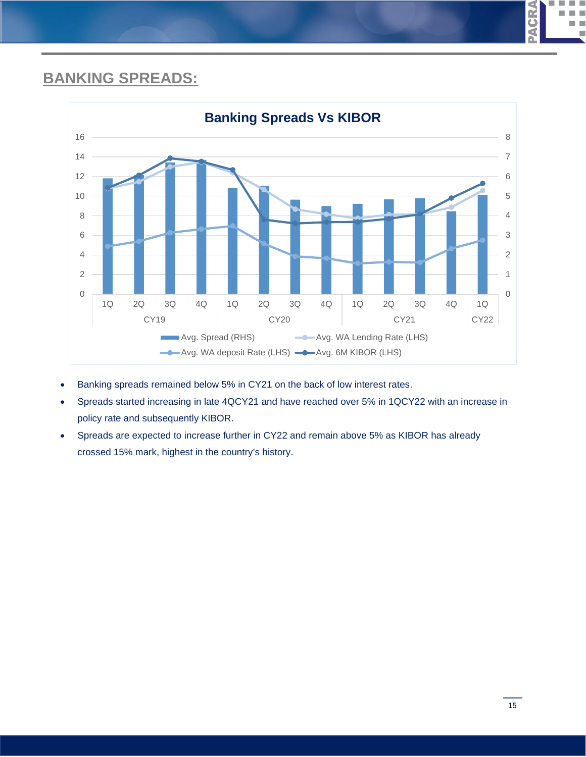## BANKING SPREADS:

- Banking spreads remained below 5% in CY21 on the back of low interest rates.
- Spreads started increasing in late 4QCY21 and have reached over 5% in 1QCY22 with an increase in policy rate and subsequently KIBOR.
- Spreads are expected to increase further in CY22 and remain above 5% as KIBOR has already crossed 15% mark, highest in the country's history.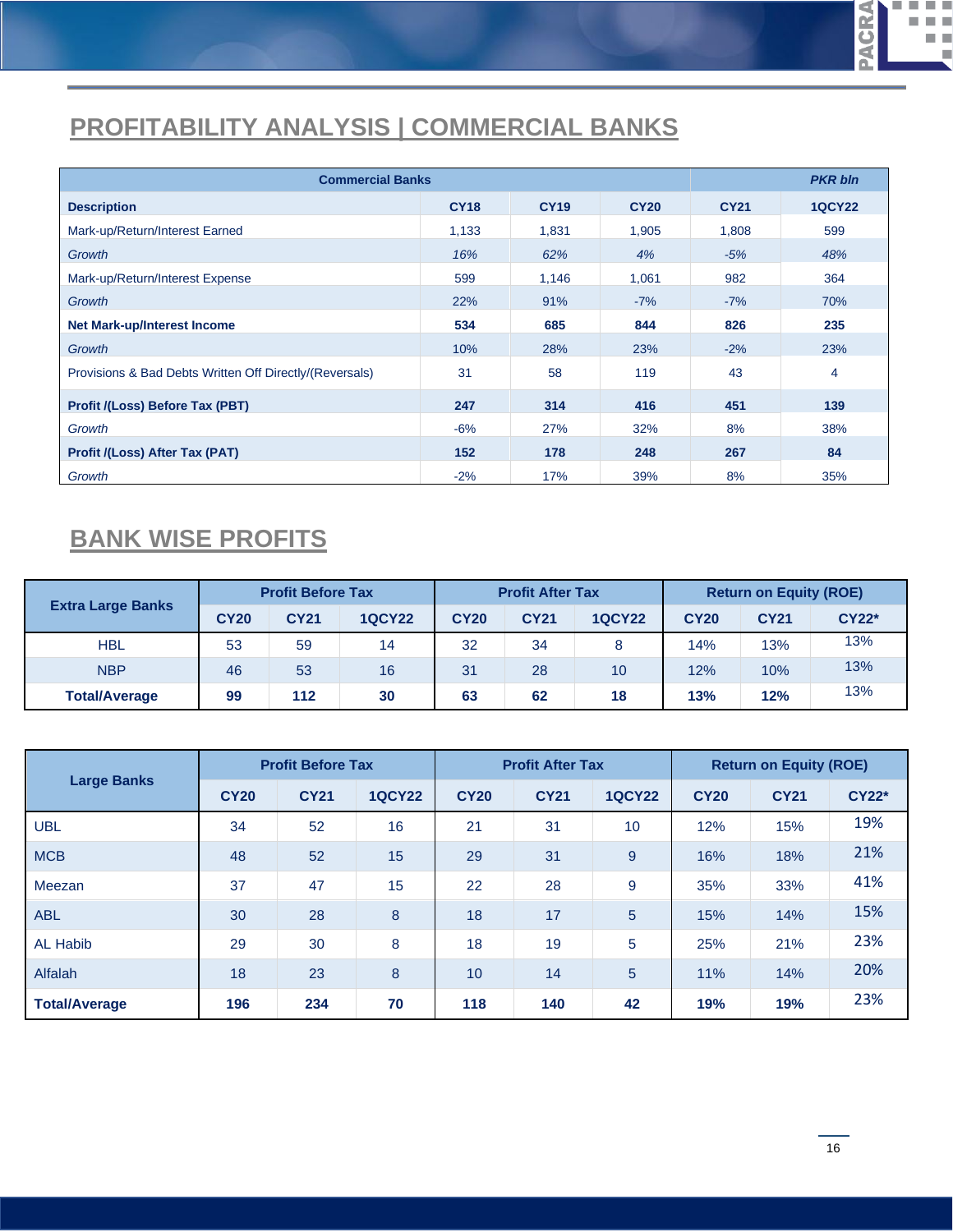## PROFITABILITY ANALYSIS | COMMERCIAL BANKS

| Commercial Banks | | | | | *PKR bln* |
|---|---|---|---|---|---|
| **Description** | **CY18** | **CY19** | **CY20** | **CY21** | **1QCY22** |
| Mark-up/Return/Interest Earned | 1,133 | 1,831 | 1,905 | 1,808 | 599 |
| *Growth* | *16%* | *62%* | *4%* | *-5%* | *48%* |
| Mark-up/Return/Interest Expense | 599 | 1,146 | 1,061 | 982 | 364 |
| *Growth* | 22% | 91% | -7% | -7% | 70% |
| **Net Mark-up/Interest Income** | **534** | **685** | **844** | **826** | **235** |
| *Growth* | 10% | 28% | 23% | -2% | 23% |
| Provisions & Bad Debts Written Off Directly/(Reversals) | 31 | 58 | 119 | 43 | 4 |
| **Profit /(Loss) Before Tax (PBT)** | **247** | **314** | **416** | **451** | **139** |
| *Growth* | -6% | 27% | 32% | 8% | 38% |
| **Profit /(Loss) After Tax (PAT)** | **152** | **178** | **248** | **267** | **84** |
| *Growth* | -2% | 17% | 39% | 8% | 35% |

## BANK WISE PROFITS

| Extra Large Banks | Profit Before Tax | | | Profit After Tax | | | Return on Equity (ROE) | | |
|---|---|---|---|---|---|---|---|---|---|
| | CY20 | CY21 | 1QCY22 | CY20 | CY21 | 1QCY22 | CY20 | CY21 | CY22* |
| HBL | 53 | 59 | 14 | 32 | 34 | 8 | 14% | 13% | 13% |
| NBP | 46 | 53 | 16 | 31 | 28 | 10 | 12% | 10% | 13% |
| **Total/Average** | **99** | **112** | **30** | **63** | **62** | **18** | **13%** | **12%** | 13% |

| Large Banks | Profit Before Tax | | | Profit After Tax | | | Return on Equity (ROE) | | |
|---|---|---|---|---|---|---|---|---|---|
| | CY20 | CY21 | 1QCY22 | CY20 | CY21 | 1QCY22 | CY20 | CY21 | CY22* |
| UBL | 34 | 52 | 16 | 21 | 31 | 10 | 12% | 15% | 19% |
| MCB | 48 | 52 | 15 | 29 | 31 | 9 | 16% | 18% | 21% |
| Meezan | 37 | 47 | 15 | 22 | 28 | 9 | 35% | 33% | 41% |
| ABL | 30 | 28 | 8 | 18 | 17 | 5 | 15% | 14% | 15% |
| AL Habib | 29 | 30 | 8 | 18 | 19 | 5 | 25% | 21% | 23% |
| Alfalah | 18 | 23 | 8 | 10 | 14 | 5 | 11% | 14% | 20% |
| **Total/Average** | **196** | **234** | **70** | **118** | **140** | **42** | **19%** | **19%** | 23% |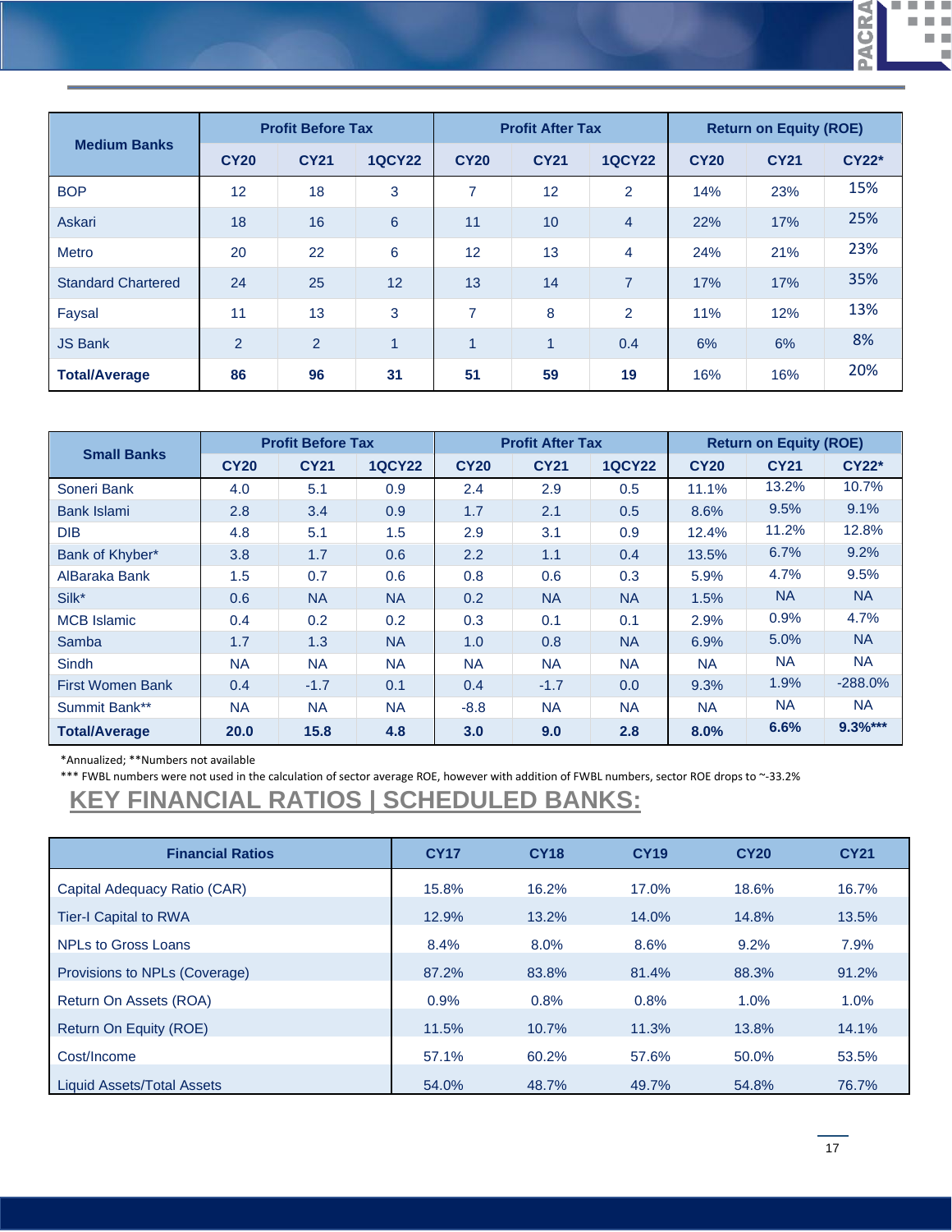| Medium Banks | Profit Before Tax | | | Profit After Tax | | | Return on Equity (ROE) | | |
|---|---|---|---|---|---|---|---|---|---|
| | CY20 | CY21 | 1QCY22 | CY20 | CY21 | 1QCY22 | CY20 | CY21 | CY22* |
| BOP | 12 | 18 | 3 | 7 | 12 | 2 | 14% | 23% | 15% |
| Askari | 18 | 16 | 6 | 11 | 10 | 4 | 22% | 17% | 25% |
| Metro | 20 | 22 | 6 | 12 | 13 | 4 | 24% | 21% | 23% |
| Standard Chartered | 24 | 25 | 12 | 13 | 14 | 7 | 17% | 17% | 35% |
| Faysal | 11 | 13 | 3 | 7 | 8 | 2 | 11% | 12% | 13% |
| JS Bank | 2 | 2 | 1 | 1 | 1 | 0.4 | 6% | 6% | 8% |
| **Total/Average** | **86** | **96** | **31** | **51** | **59** | **19** | 16% | 16% | 20% |

| Small Banks | Profit Before Tax | | | Profit After Tax | | | Return on Equity (ROE) | | |
|---|---|---|---|---|---|---|---|---|---|
| | CY20 | CY21 | 1QCY22 | CY20 | CY21 | 1QCY22 | CY20 | CY21 | CY22* |
| Soneri Bank | 4.0 | 5.1 | 0.9 | 2.4 | 2.9 | 0.5 | 11.1% | 13.2% | 10.7% |
| Bank Islami | 2.8 | 3.4 | 0.9 | 1.7 | 2.1 | 0.5 | 8.6% | 9.5% | 9.1% |
| DIB | 4.8 | 5.1 | 1.5 | 2.9 | 3.1 | 0.9 | 12.4% | 11.2% | 12.8% |
| Bank of Khyber* | 3.8 | 1.7 | 0.6 | 2.2 | 1.1 | 0.4 | 13.5% | 6.7% | 9.2% |
| AlBaraka Bank | 1.5 | 0.7 | 0.6 | 0.8 | 0.6 | 0.3 | 5.9% | 4.7% | 9.5% |
| Silk* | 0.6 | NA | NA | 0.2 | NA | NA | 1.5% | NA | NA |
| MCB Islamic | 0.4 | 0.2 | 0.2 | 0.3 | 0.1 | 0.1 | 2.9% | 0.9% | 4.7% |
| Samba | 1.7 | 1.3 | NA | 1.0 | 0.8 | NA | 6.9% | 5.0% | NA |
| Sindh | NA | NA | NA | NA | NA | NA | NA | NA | NA |
| First Women Bank | 0.4 | -1.7 | 0.1 | 0.4 | -1.7 | 0.0 | 9.3% | 1.9% | -288.0% |
| Summit Bank** | NA | NA | NA | -8.8 | NA | NA | NA | NA | NA |
| **Total/Average** | **20.0** | **15.8** | **4.8** | **3.0** | **9.0** | **2.8** | **8.0%** | **6.6%** | **9.3%*** ** |

*Annualized; **Numbers not available

*** FWBL numbers were not used in the calculation of sector average ROE, however with addition of FWBL numbers, sector ROE drops to ~-33.2%

## KEY FINANCIAL RATIOS | SCHEDULED BANKS:

| Financial Ratios | CY17 | CY18 | CY19 | CY20 | CY21 |
|---|---|---|---|---|---|
| Capital Adequacy Ratio (CAR) | 15.8% | 16.2% | 17.0% | 18.6% | 16.7% |
| Tier-I Capital to RWA | 12.9% | 13.2% | 14.0% | 14.8% | 13.5% |
| NPLs to Gross Loans | 8.4% | 8.0% | 8.6% | 9.2% | 7.9% |
| Provisions to NPLs (Coverage) | 87.2% | 83.8% | 81.4% | 88.3% | 91.2% |
| Return On Assets (ROA) | 0.9% | 0.8% | 0.8% | 1.0% | 1.0% |
| Return On Equity (ROE) | 11.5% | 10.7% | 11.3% | 13.8% | 14.1% |
| Cost/Income | 57.1% | 60.2% | 57.6% | 50.0% | 53.5% |
| Liquid Assets/Total Assets | 54.0% | 48.7% | 49.7% | 54.8% | 76.7% |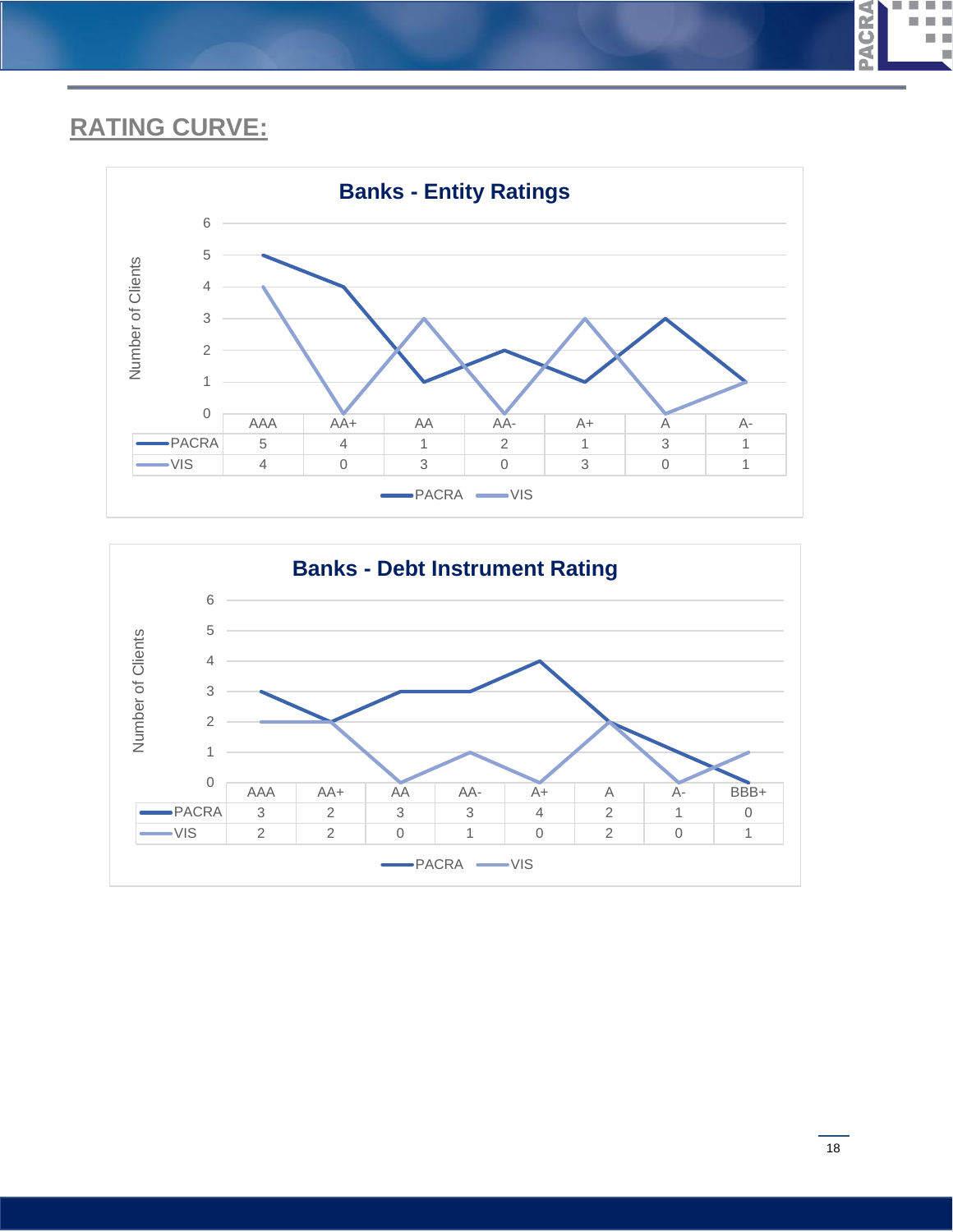## RATING CURVE:

**Banks - Entity Ratings**

| | AAA | AA+ | AA | AA- | A+ | A | A- |
|---|---|---|---|---|---|---|---|
| PACRA | 5 | 4 | 1 | 2 | 1 | 3 | 1 |
| VIS | 4 | 0 | 3 | 0 | 3 | 0 | 1 |

**Banks - Debt Instrument Rating**

| | AAA | AA+ | AA | AA- | A+ | A | A- | BBB+ |
|---|---|---|---|---|---|---|---|---|
| PACRA | 3 | 2 | 3 | 3 | 4 | 2 | 1 | 0 |
| VIS | 2 | 2 | 0 | 1 | 0 | 2 | 0 | 1 |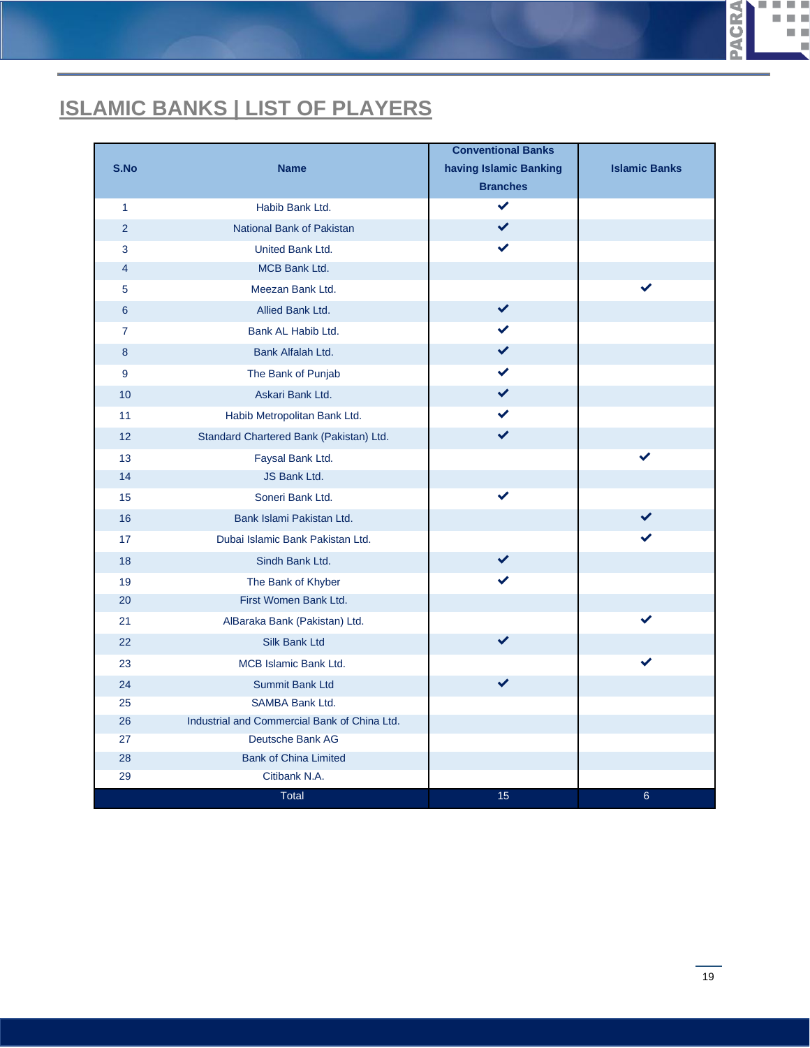## ISLAMIC BANKS | LIST OF PLAYERS

| S.No | Name | Conventional Banks having Islamic Banking Branches | Islamic Banks |
|---|---|---|---|
| 1 | Habib Bank Ltd. | ✔ | |
| 2 | National Bank of Pakistan | ✔ | |
| 3 | United Bank Ltd. | ✔ | |
| 4 | MCB Bank Ltd. | | |
| 5 | Meezan Bank Ltd. | | ✔ |
| 6 | Allied Bank Ltd. | ✔ | |
| 7 | Bank AL Habib Ltd. | ✔ | |
| 8 | Bank Alfalah Ltd. | ✔ | |
| 9 | The Bank of Punjab | ✔ | |
| 10 | Askari Bank Ltd. | ✔ | |
| 11 | Habib Metropolitan Bank Ltd. | ✔ | |
| 12 | Standard Chartered Bank (Pakistan) Ltd. | ✔ | |
| 13 | Faysal Bank Ltd. | | ✔ |
| 14 | JS Bank Ltd. | | |
| 15 | Soneri Bank Ltd. | ✔ | |
| 16 | Bank Islami Pakistan Ltd. | | ✔ |
| 17 | Dubai Islamic Bank Pakistan Ltd. | | ✔ |
| 18 | Sindh Bank Ltd. | ✔ | |
| 19 | The Bank of Khyber | ✔ | |
| 20 | First Women Bank Ltd. | | |
| 21 | AlBaraka Bank (Pakistan) Ltd. | | ✔ |
| 22 | Silk Bank Ltd | ✔ | |
| 23 | MCB Islamic Bank Ltd. | | ✔ |
| 24 | Summit Bank Ltd | ✔ | |
| 25 | SAMBA Bank Ltd. | | |
| 26 | Industrial and Commercial Bank of China Ltd. | | |
| 27 | Deutsche Bank AG | | |
| 28 | Bank of China Limited | | |
| 29 | Citibank N.A. | | |
| | Total | 15 | 6 |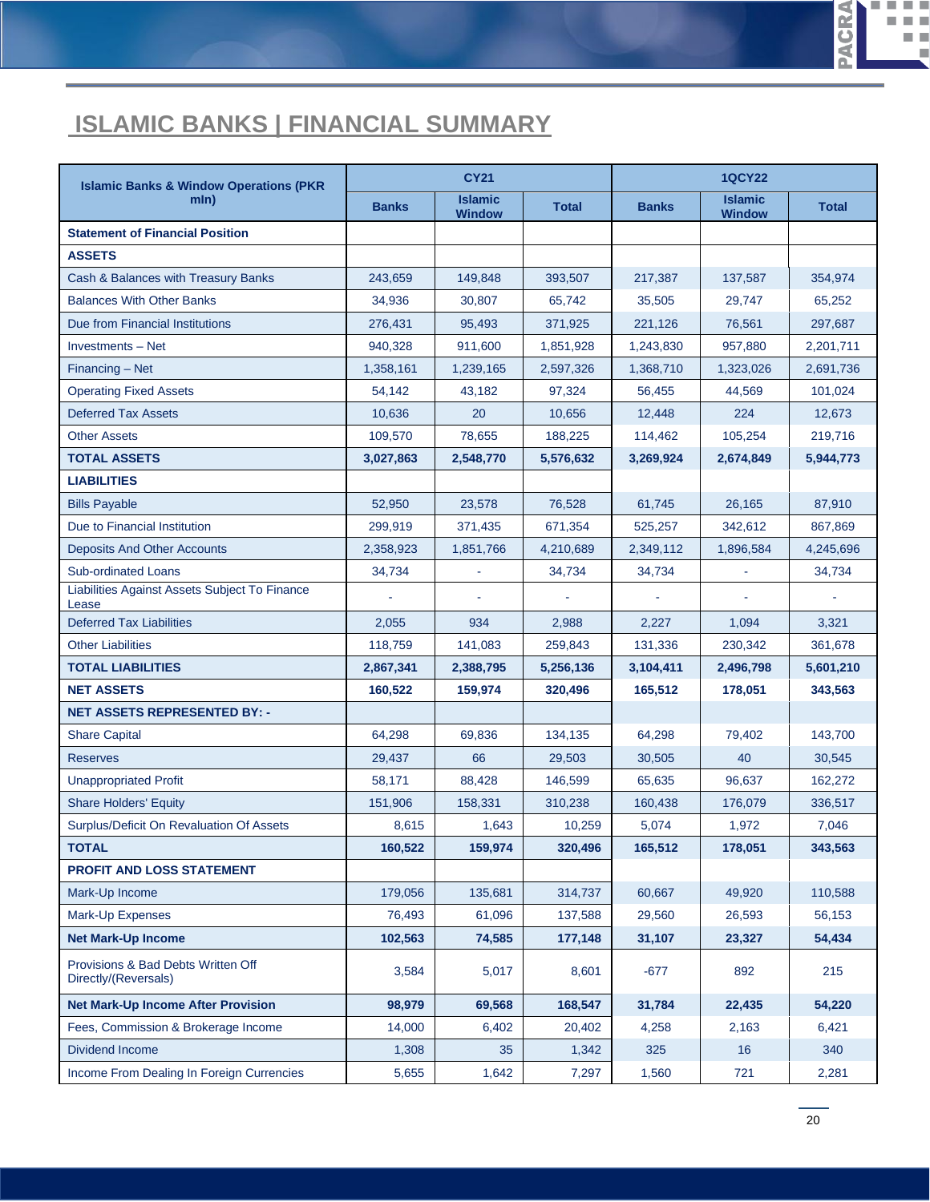# ISLAMIC BANKS | FINANCIAL SUMMARY

| Islamic Banks & Window Operations (PKR mln) | CY21 | | | 1QCY22 | | |
|---|---|---|---|---|---|---|
| | Banks | Islamic Window | Total | Banks | Islamic Window | Total |
| **Statement of Financial Position** | | | | | | |
| **ASSETS** | | | | | | |
| Cash & Balances with Treasury Banks | 243,659 | 149,848 | 393,507 | 217,387 | 137,587 | 354,974 |
| Balances With Other Banks | 34,936 | 30,807 | 65,742 | 35,505 | 29,747 | 65,252 |
| Due from Financial Institutions | 276,431 | 95,493 | 371,925 | 221,126 | 76,561 | 297,687 |
| Investments – Net | 940,328 | 911,600 | 1,851,928 | 1,243,830 | 957,880 | 2,201,711 |
| Financing – Net | 1,358,161 | 1,239,165 | 2,597,326 | 1,368,710 | 1,323,026 | 2,691,736 |
| Operating Fixed Assets | 54,142 | 43,182 | 97,324 | 56,455 | 44,569 | 101,024 |
| Deferred Tax Assets | 10,636 | 20 | 10,656 | 12,448 | 224 | 12,673 |
| Other Assets | 109,570 | 78,655 | 188,225 | 114,462 | 105,254 | 219,716 |
| **TOTAL ASSETS** | **3,027,863** | **2,548,770** | **5,576,632** | **3,269,924** | **2,674,849** | **5,944,773** |
| **LIABILITIES** | | | | | | |
| Bills Payable | 52,950 | 23,578 | 76,528 | 61,745 | 26,165 | 87,910 |
| Due to Financial Institution | 299,919 | 371,435 | 671,354 | 525,257 | 342,612 | 867,869 |
| Deposits And Other Accounts | 2,358,923 | 1,851,766 | 4,210,689 | 2,349,112 | 1,896,584 | 4,245,696 |
| Sub-ordinated Loans | 34,734 | - | 34,734 | 34,734 | - | 34,734 |
| Liabilities Against Assets Subject To Finance Lease | - | - | - | - | - | - |
| Deferred Tax Liabilities | 2,055 | 934 | 2,988 | 2,227 | 1,094 | 3,321 |
| Other Liabilities | 118,759 | 141,083 | 259,843 | 131,336 | 230,342 | 361,678 |
| **TOTAL LIABILITIES** | **2,867,341** | **2,388,795** | **5,256,136** | **3,104,411** | **2,496,798** | **5,601,210** |
| **NET ASSETS** | **160,522** | **159,974** | **320,496** | **165,512** | **178,051** | **343,563** |
| **NET ASSETS REPRESENTED BY: -** | | | | | | |
| Share Capital | 64,298 | 69,836 | 134,135 | 64,298 | 79,402 | 143,700 |
| Reserves | 29,437 | 66 | 29,503 | 30,505 | 40 | 30,545 |
| Unappropriated Profit | 58,171 | 88,428 | 146,599 | 65,635 | 96,637 | 162,272 |
| Share Holders' Equity | 151,906 | 158,331 | 310,238 | 160,438 | 176,079 | 336,517 |
| Surplus/Deficit On Revaluation Of Assets | 8,615 | 1,643 | 10,259 | 5,074 | 1,972 | 7,046 |
| **TOTAL** | **160,522** | **159,974** | **320,496** | **165,512** | **178,051** | **343,563** |
| **PROFIT AND LOSS STATEMENT** | | | | | | |
| Mark-Up Income | 179,056 | 135,681 | 314,737 | 60,667 | 49,920 | 110,588 |
| Mark-Up Expenses | 76,493 | 61,096 | 137,588 | 29,560 | 26,593 | 56,153 |
| **Net Mark-Up Income** | **102,563** | **74,585** | **177,148** | **31,107** | **23,327** | **54,434** |
| Provisions & Bad Debts Written Off Directly/(Reversals) | 3,584 | 5,017 | 8,601 | -677 | 892 | 215 |
| **Net Mark-Up Income After Provision** | **98,979** | **69,568** | **168,547** | **31,784** | **22,435** | **54,220** |
| Fees, Commission & Brokerage Income | 14,000 | 6,402 | 20,402 | 4,258 | 2,163 | 6,421 |
| Dividend Income | 1,308 | 35 | 1,342 | 325 | 16 | 340 |
| Income From Dealing In Foreign Currencies | 5,655 | 1,642 | 7,297 | 1,560 | 721 | 2,281 |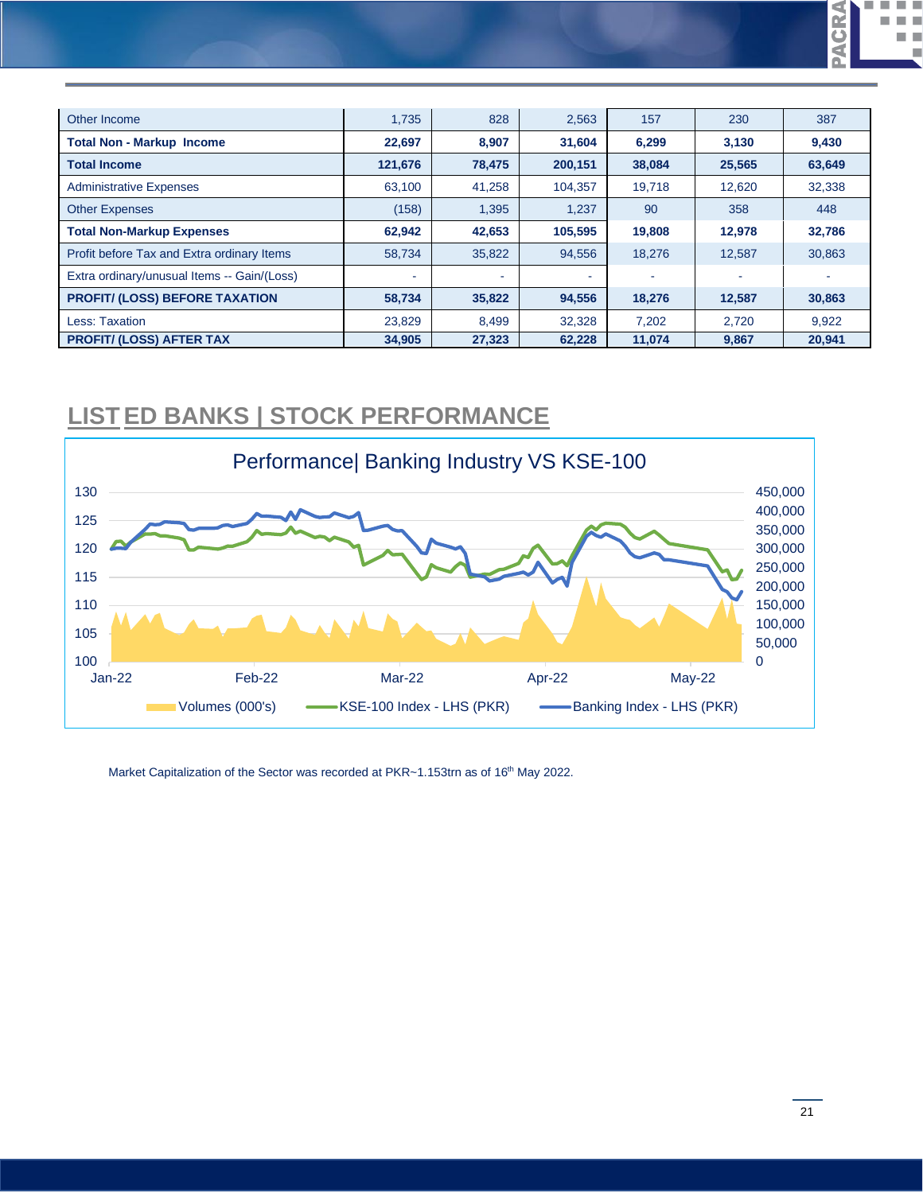| | | | | | | |
|---|---|---|---|---|---|---|
| Other Income | 1,735 | 828 | 2,563 | 157 | 230 | 387 |
| **Total Non - Markup Income** | **22,697** | **8,907** | **31,604** | **6,299** | **3,130** | **9,430** |
| **Total Income** | **121,676** | **78,475** | **200,151** | **38,084** | **25,565** | **63,649** |
| Administrative Expenses | 63,100 | 41,258 | 104,357 | 19,718 | 12,620 | 32,338 |
| Other Expenses | (158) | 1,395 | 1,237 | 90 | 358 | 448 |
| **Total Non-Markup Expenses** | **62,942** | **42,653** | **105,595** | **19,808** | **12,978** | **32,786** |
| Profit before Tax and Extra ordinary Items | 58,734 | 35,822 | 94,556 | 18,276 | 12,587 | 30,863 |
| Extra ordinary/unusual Items -- Gain/(Loss) | - | - | - | - | - | - |
| **PROFIT/ (LOSS) BEFORE TAXATION** | **58,734** | **35,822** | **94,556** | **18,276** | **12,587** | **30,863** |
| Less: Taxation | 23,829 | 8,499 | 32,328 | 7,202 | 2,720 | 9,922 |
| **PROFIT/ (LOSS) AFTER TAX** | **34,905** | **27,323** | **62,228** | **11,074** | **9,867** | **20,941** |

## LISTED BANKS | STOCK PERFORMANCE

Performance| Banking Industry VS KSE-100

Volumes (000's) | KSE-100 Index - LHS (PKR) | Banking Index - LHS (PKR)

Market Capitalization of the Sector was recorded at PKR~1.153trn as of 16th May 2022.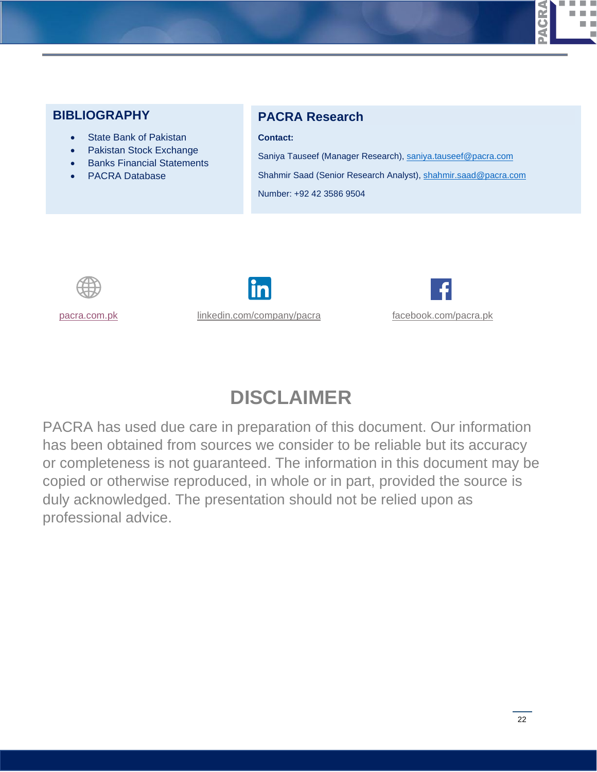## BIBLIOGRAPHY

- State Bank of Pakistan
- Pakistan Stock Exchange
- Banks Financial Statements
- PACRA Database

## PACRA Research

**Contact:**

Saniya Tauseef (Manager Research), saniya.tauseef@pacra.com

Shahmir Saad (Senior Research Analyst), shahmir.saad@pacra.com

Number: +92 42 3586 9504

pacra.com.pk

linkedin.com/company/pacra

facebook.com/pacra.pk

# DISCLAIMER

PACRA has used due care in preparation of this document. Our information has been obtained from sources we consider to be reliable but its accuracy or completeness is not guaranteed. The information in this document may be copied or otherwise reproduced, in whole or in part, provided the source is duly acknowledged. The presentation should not be relied upon as professional advice.